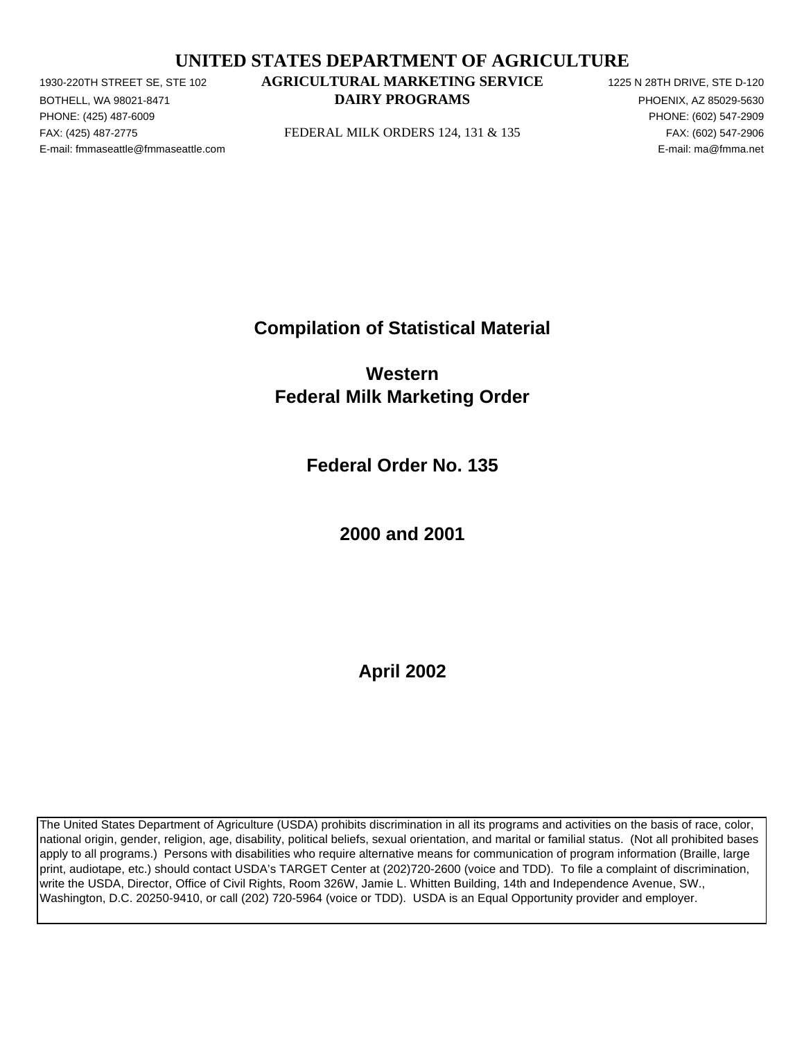# UNITED STATES DEPARTMENT OF AGRICULTURE

## AGRICULTURAL MARKETING SERVICE
## DAIRY PROGRAMS

FEDERAL MILK ORDERS 124, 131 & 135

1930-220TH STREET SE, STE 102
BOTHELL, WA 98021-8471
PHONE: (425) 487-6009
FAX: (425) 487-2775
E-mail: fmmaseattle@fmmaseattle.com

1225 N 28TH DRIVE, STE D-120
PHOENIX, AZ 85029-5630
PHONE: (602) 547-2909
FAX: (602) 547-2906
E-mail: ma@fmma.net

# Compilation of Statistical Material

# Western
# Federal Milk Marketing Order

## Federal Order No. 135

## 2000 and 2001

## April 2002

The United States Department of Agriculture (USDA) prohibits discrimination in all its programs and activities on the basis of race, color, national origin, gender, religion, age, disability, political beliefs, sexual orientation, and marital or familial status. (Not all prohibited bases apply to all programs.) Persons with disabilities who require alternative means for communication of program information (Braille, large print, audiotape, etc.) should contact USDA's TARGET Center at (202)720-2600 (voice and TDD). To file a complaint of discrimination, write the USDA, Director, Office of Civil Rights, Room 326W, Jamie L. Whitten Building, 14th and Independence Avenue, SW., Washington, D.C. 20250-9410, or call (202) 720-5964 (voice or TDD). USDA is an Equal Opportunity provider and employer.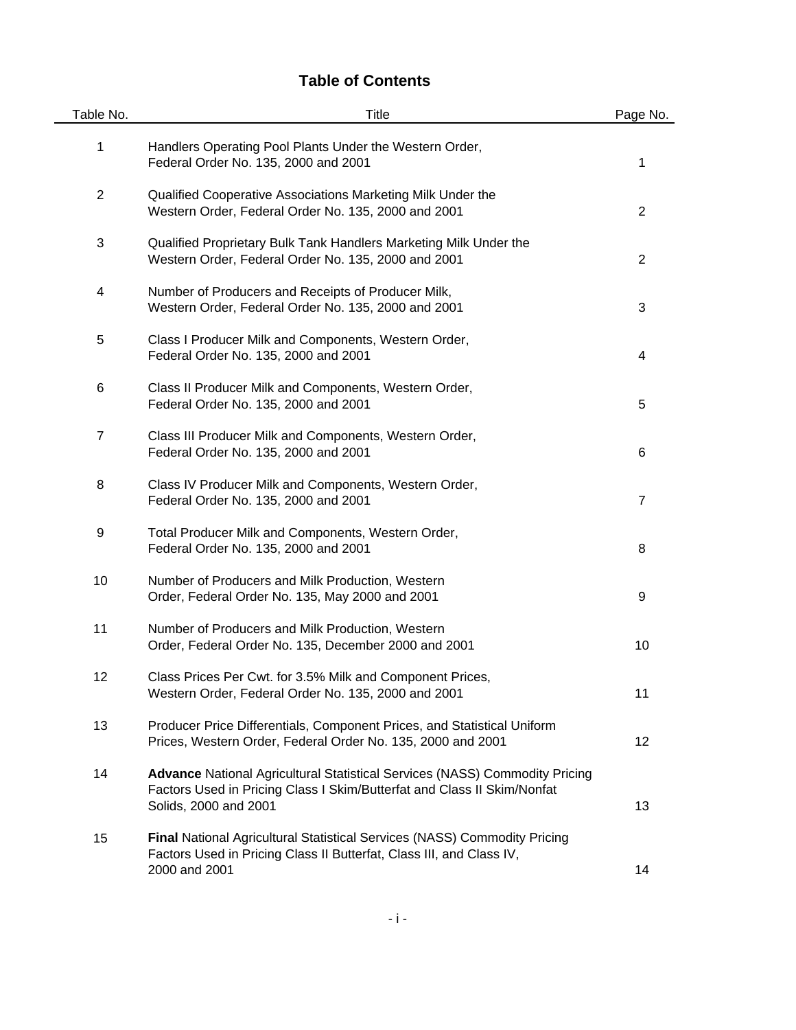# Table of Contents

| Table No. | Title | Page No. |
|---|---|---|
| 1 | Handlers Operating Pool Plants Under the Western Order, Federal Order No. 135, 2000 and 2001 | 1 |
| 2 | Qualified Cooperative Associations Marketing Milk Under the Western Order, Federal Order No. 135, 2000 and 2001 | 2 |
| 3 | Qualified Proprietary Bulk Tank Handlers Marketing Milk Under the Western Order, Federal Order No. 135, 2000 and 2001 | 2 |
| 4 | Number of Producers and Receipts of Producer Milk, Western Order, Federal Order No. 135, 2000 and 2001 | 3 |
| 5 | Class I Producer Milk and Components, Western Order, Federal Order No. 135, 2000 and 2001 | 4 |
| 6 | Class II Producer Milk and Components, Western Order, Federal Order No. 135, 2000 and 2001 | 5 |
| 7 | Class III Producer Milk and Components, Western Order, Federal Order No. 135, 2000 and 2001 | 6 |
| 8 | Class IV Producer Milk and Components, Western Order, Federal Order No. 135, 2000 and 2001 | 7 |
| 9 | Total Producer Milk and Components, Western Order, Federal Order No. 135, 2000 and 2001 | 8 |
| 10 | Number of Producers and Milk Production, Western Order, Federal Order No. 135, May 2000 and 2001 | 9 |
| 11 | Number of Producers and Milk Production, Western Order, Federal Order No. 135, December 2000 and 2001 | 10 |
| 12 | Class Prices Per Cwt. for 3.5% Milk and Component Prices, Western Order, Federal Order No. 135, 2000 and 2001 | 11 |
| 13 | Producer Price Differentials, Component Prices, and Statistical Uniform Prices, Western Order, Federal Order No. 135, 2000 and 2001 | 12 |
| 14 | **Advance** National Agricultural Statistical Services (NASS) Commodity Pricing Factors Used in Pricing Class I Skim/Butterfat and Class II Skim/Nonfat Solids, 2000 and 2001 | 13 |
| 15 | **Final** National Agricultural Statistical Services (NASS) Commodity Pricing Factors Used in Pricing Class II Butterfat, Class III, and Class IV, 2000 and 2001 | 14 |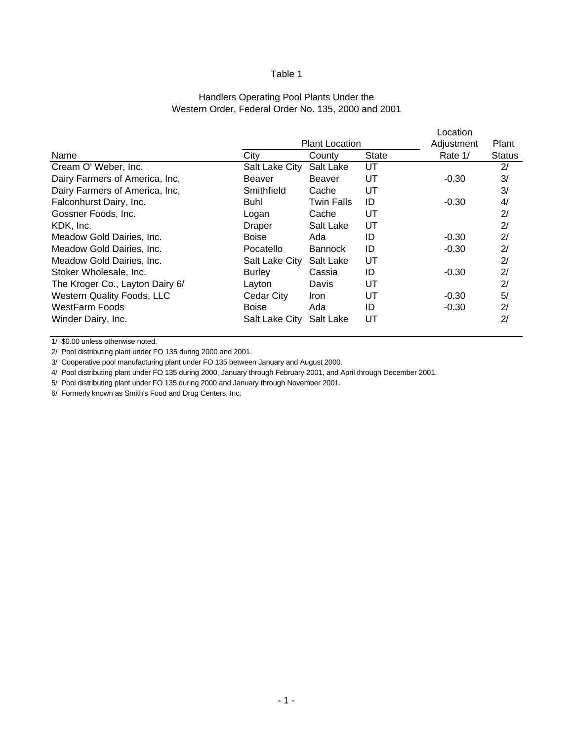Table 1

Handlers Operating Pool Plants Under the Western Order, Federal Order No. 135, 2000 and 2001

| Name | Plant Location | | | Location Adjustment Rate 1/ | Plant Status |
|---|---|---|---|---|---|
| | City | County | State | | |
| Cream O' Weber, Inc. | Salt Lake City | Salt Lake | UT | | 2/ |
| Dairy Farmers of America, Inc, | Beaver | Beaver | UT | -0.30 | 3/ |
| Dairy Farmers of America, Inc, | Smithfield | Cache | UT | | 3/ |
| Falconhurst Dairy, Inc. | Buhl | Twin Falls | ID | -0.30 | 4/ |
| Gossner Foods, Inc. | Logan | Cache | UT | | 2/ |
| KDK, Inc. | Draper | Salt Lake | UT | | 2/ |
| Meadow Gold Dairies, Inc. | Boise | Ada | ID | -0.30 | 2/ |
| Meadow Gold Dairies, Inc. | Pocatello | Bannock | ID | -0.30 | 2/ |
| Meadow Gold Dairies, Inc. | Salt Lake City | Salt Lake | UT | | 2/ |
| Stoker Wholesale, Inc. | Burley | Cassia | ID | -0.30 | 2/ |
| The Kroger Co., Layton Dairy 6/ | Layton | Davis | UT | | 2/ |
| Western Quality Foods, LLC | Cedar City | Iron | UT | -0.30 | 5/ |
| WestFarm Foods | Boise | Ada | ID | -0.30 | 2/ |
| Winder Dairy, Inc. | Salt Lake City | Salt Lake | UT | | 2/ |

1/ $0.00 unless otherwise noted.

2/ Pool distributing plant under FO 135 during 2000 and 2001.

3/ Cooperative pool manufacturing plant under FO 135 between January and August 2000.

4/ Pool distributing plant under FO 135 during 2000, January through February 2001, and April through December 2001.

5/ Pool distributing plant under FO 135 during 2000 and January through November 2001.

6/ Formerly known as Smith's Food and Drug Centers, Inc.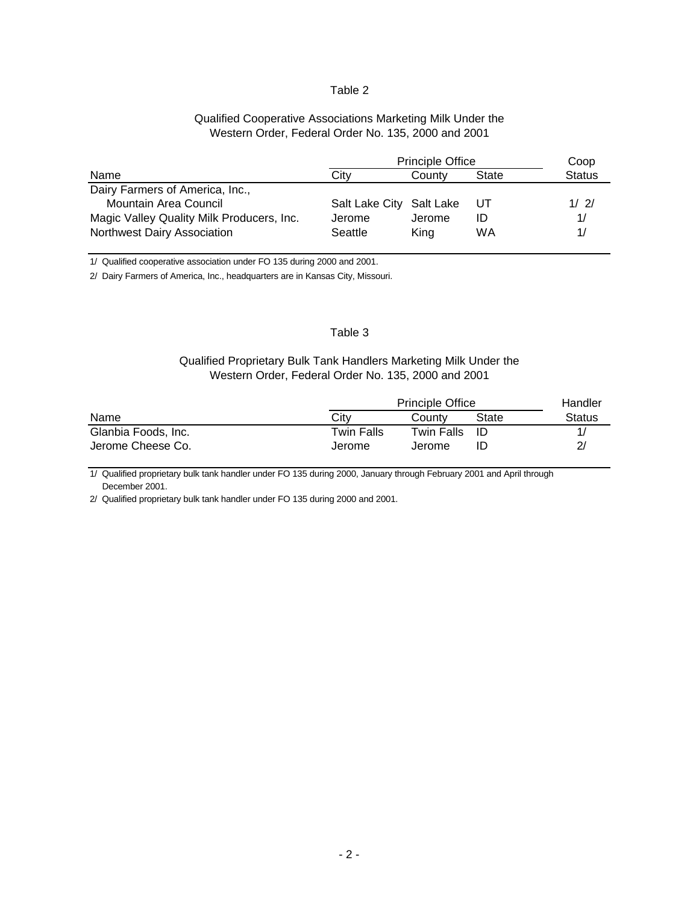Table 2

Qualified Cooperative Associations Marketing Milk Under the Western Order, Federal Order No. 135, 2000 and 2001

| Name | Principle Office | | | Coop |
|---|---|---|---|---|
| | City | County | State | Status |
| Dairy Farmers of America, Inc., Mountain Area Council | Salt Lake City | Salt Lake | UT | 1/ 2/ |
| Magic Valley Quality Milk Producers, Inc. | Jerome | Jerome | ID | 1/ |
| Northwest Dairy Association | Seattle | King | WA | 1/ |

1/ Qualified cooperative association under FO 135 during 2000 and 2001.

2/ Dairy Farmers of America, Inc., headquarters are in Kansas City, Missouri.

Table 3

Qualified Proprietary Bulk Tank Handlers Marketing Milk Under the Western Order, Federal Order No. 135, 2000 and 2001

| Name | Principle Office | | | Handler |
|---|---|---|---|---|
| | City | County | State | Status |
| Glanbia Foods, Inc. | Twin Falls | Twin Falls | ID | 1/ |
| Jerome Cheese Co. | Jerome | Jerome | ID | 2/ |

1/ Qualified proprietary bulk tank handler under FO 135 during 2000, January through February 2001 and April through December 2001.

2/ Qualified proprietary bulk tank handler under FO 135 during 2000 and 2001.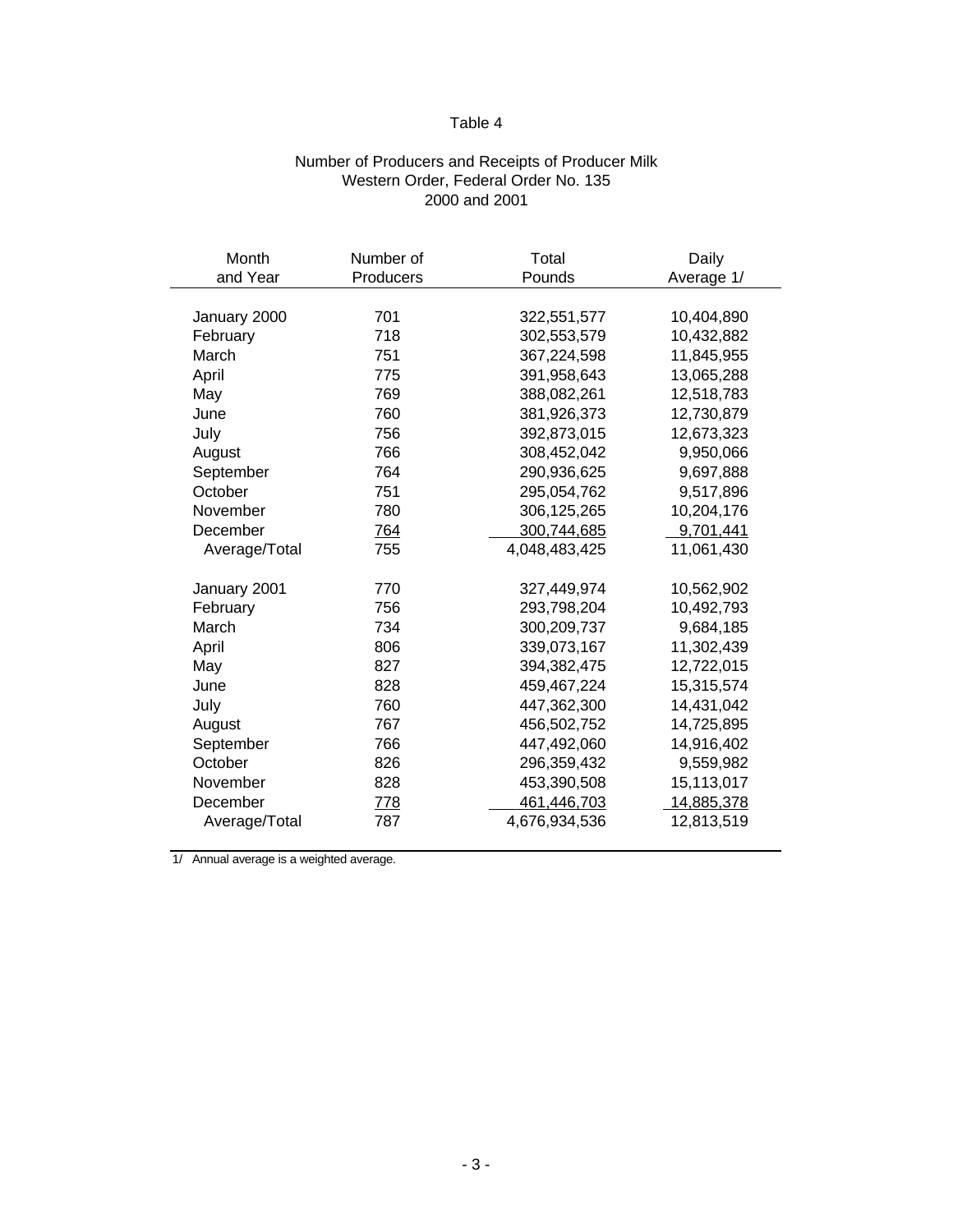# Table 4

## Number of Producers and Receipts of Producer Milk
### Western Order, Federal Order No. 135
### 2000 and 2001

| Month and Year | Number of Producers | Total Pounds | Daily Average 1/ |
|---|---|---|---|
| January 2000 | 701 | 322,551,577 | 10,404,890 |
| February | 718 | 302,553,579 | 10,432,882 |
| March | 751 | 367,224,598 | 11,845,955 |
| April | 775 | 391,958,643 | 13,065,288 |
| May | 769 | 388,082,261 | 12,518,783 |
| June | 760 | 381,926,373 | 12,730,879 |
| July | 756 | 392,873,015 | 12,673,323 |
| August | 766 | 308,452,042 | 9,950,066 |
| September | 764 | 290,936,625 | 9,697,888 |
| October | 751 | 295,054,762 | 9,517,896 |
| November | 780 | 306,125,265 | 10,204,176 |
| December | 764 | 300,744,685 | 9,701,441 |
| Average/Total | 755 | 4,048,483,425 | 11,061,430 |
| | | | |
| January 2001 | 770 | 327,449,974 | 10,562,902 |
| February | 756 | 293,798,204 | 10,492,793 |
| March | 734 | 300,209,737 | 9,684,185 |
| April | 806 | 339,073,167 | 11,302,439 |
| May | 827 | 394,382,475 | 12,722,015 |
| June | 828 | 459,467,224 | 15,315,574 |
| July | 760 | 447,362,300 | 14,431,042 |
| August | 767 | 456,502,752 | 14,725,895 |
| September | 766 | 447,492,060 | 14,916,402 |
| October | 826 | 296,359,432 | 9,559,982 |
| November | 828 | 453,390,508 | 15,113,017 |
| December | 778 | 461,446,703 | 14,885,378 |
| Average/Total | 787 | 4,676,934,536 | 12,813,519 |

1/ Annual average is a weighted average.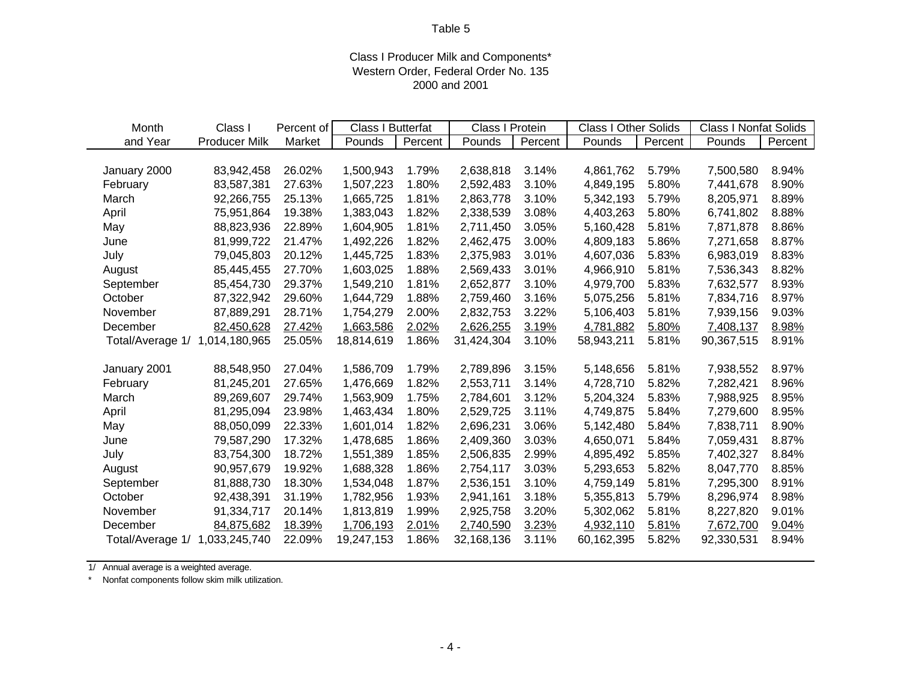Table 5

Class I Producer Milk and Components*
Western Order, Federal Order No. 135
2000 and 2001

| Month and Year | Class I Producer Milk | Percent of Market | Class I Butterfat | | Class I Protein | | Class I Other Solids | | Class I Nonfat Solids | |
|---|---|---|---|---|---|---|---|---|---|---|
| | | | Pounds | Percent | Pounds | Percent | Pounds | Percent | Pounds | Percent |
| January 2000 | 83,942,458 | 26.02% | 1,500,943 | 1.79% | 2,638,818 | 3.14% | 4,861,762 | 5.79% | 7,500,580 | 8.94% |
| February | 83,587,381 | 27.63% | 1,507,223 | 1.80% | 2,592,483 | 3.10% | 4,849,195 | 5.80% | 7,441,678 | 8.90% |
| March | 92,266,755 | 25.13% | 1,665,725 | 1.81% | 2,863,778 | 3.10% | 5,342,193 | 5.79% | 8,205,971 | 8.89% |
| April | 75,951,864 | 19.38% | 1,383,043 | 1.82% | 2,338,539 | 3.08% | 4,403,263 | 5.80% | 6,741,802 | 8.88% |
| May | 88,823,936 | 22.89% | 1,604,905 | 1.81% | 2,711,450 | 3.05% | 5,160,428 | 5.81% | 7,871,878 | 8.86% |
| June | 81,999,722 | 21.47% | 1,492,226 | 1.82% | 2,462,475 | 3.00% | 4,809,183 | 5.86% | 7,271,658 | 8.87% |
| July | 79,045,803 | 20.12% | 1,445,725 | 1.83% | 2,375,983 | 3.01% | 4,607,036 | 5.83% | 6,983,019 | 8.83% |
| August | 85,445,455 | 27.70% | 1,603,025 | 1.88% | 2,569,433 | 3.01% | 4,966,910 | 5.81% | 7,536,343 | 8.82% |
| September | 85,454,730 | 29.37% | 1,549,210 | 1.81% | 2,652,877 | 3.10% | 4,979,700 | 5.83% | 7,632,577 | 8.93% |
| October | 87,322,942 | 29.60% | 1,644,729 | 1.88% | 2,759,460 | 3.16% | 5,075,256 | 5.81% | 7,834,716 | 8.97% |
| November | 87,889,291 | 28.71% | 1,754,279 | 2.00% | 2,832,753 | 3.22% | 5,106,403 | 5.81% | 7,939,156 | 9.03% |
| December | 82,450,628 | 27.42% | 1,663,586 | 2.02% | 2,626,255 | 3.19% | 4,781,882 | 5.80% | 7,408,137 | 8.98% |
| Total/Average 1/ | 1,014,180,965 | 25.05% | 18,814,619 | 1.86% | 31,424,304 | 3.10% | 58,943,211 | 5.81% | 90,367,515 | 8.91% |
| January 2001 | 88,548,950 | 27.04% | 1,586,709 | 1.79% | 2,789,896 | 3.15% | 5,148,656 | 5.81% | 7,938,552 | 8.97% |
| February | 81,245,201 | 27.65% | 1,476,669 | 1.82% | 2,553,711 | 3.14% | 4,728,710 | 5.82% | 7,282,421 | 8.96% |
| March | 89,269,607 | 29.74% | 1,563,909 | 1.75% | 2,784,601 | 3.12% | 5,204,324 | 5.83% | 7,988,925 | 8.95% |
| April | 81,295,094 | 23.98% | 1,463,434 | 1.80% | 2,529,725 | 3.11% | 4,749,875 | 5.84% | 7,279,600 | 8.95% |
| May | 88,050,099 | 22.33% | 1,601,014 | 1.82% | 2,696,231 | 3.06% | 5,142,480 | 5.84% | 7,838,711 | 8.90% |
| June | 79,587,290 | 17.32% | 1,478,685 | 1.86% | 2,409,360 | 3.03% | 4,650,071 | 5.84% | 7,059,431 | 8.87% |
| July | 83,754,300 | 18.72% | 1,551,389 | 1.85% | 2,506,835 | 2.99% | 4,895,492 | 5.85% | 7,402,327 | 8.84% |
| August | 90,957,679 | 19.92% | 1,688,328 | 1.86% | 2,754,117 | 3.03% | 5,293,653 | 5.82% | 8,047,770 | 8.85% |
| September | 81,888,730 | 18.30% | 1,534,048 | 1.87% | 2,536,151 | 3.10% | 4,759,149 | 5.81% | 7,295,300 | 8.91% |
| October | 92,438,391 | 31.19% | 1,782,956 | 1.93% | 2,941,161 | 3.18% | 5,355,813 | 5.79% | 8,296,974 | 8.98% |
| November | 91,334,717 | 20.14% | 1,813,819 | 1.99% | 2,925,758 | 3.20% | 5,302,062 | 5.81% | 8,227,820 | 9.01% |
| December | 84,875,682 | 18.39% | 1,706,193 | 2.01% | 2,740,590 | 3.23% | 4,932,110 | 5.81% | 7,672,700 | 9.04% |
| Total/Average 1/ | 1,033,245,740 | 22.09% | 19,247,153 | 1.86% | 32,168,136 | 3.11% | 60,162,395 | 5.82% | 92,330,531 | 8.94% |

1/ Annual average is a weighted average.

* Nonfat components follow skim milk utilization.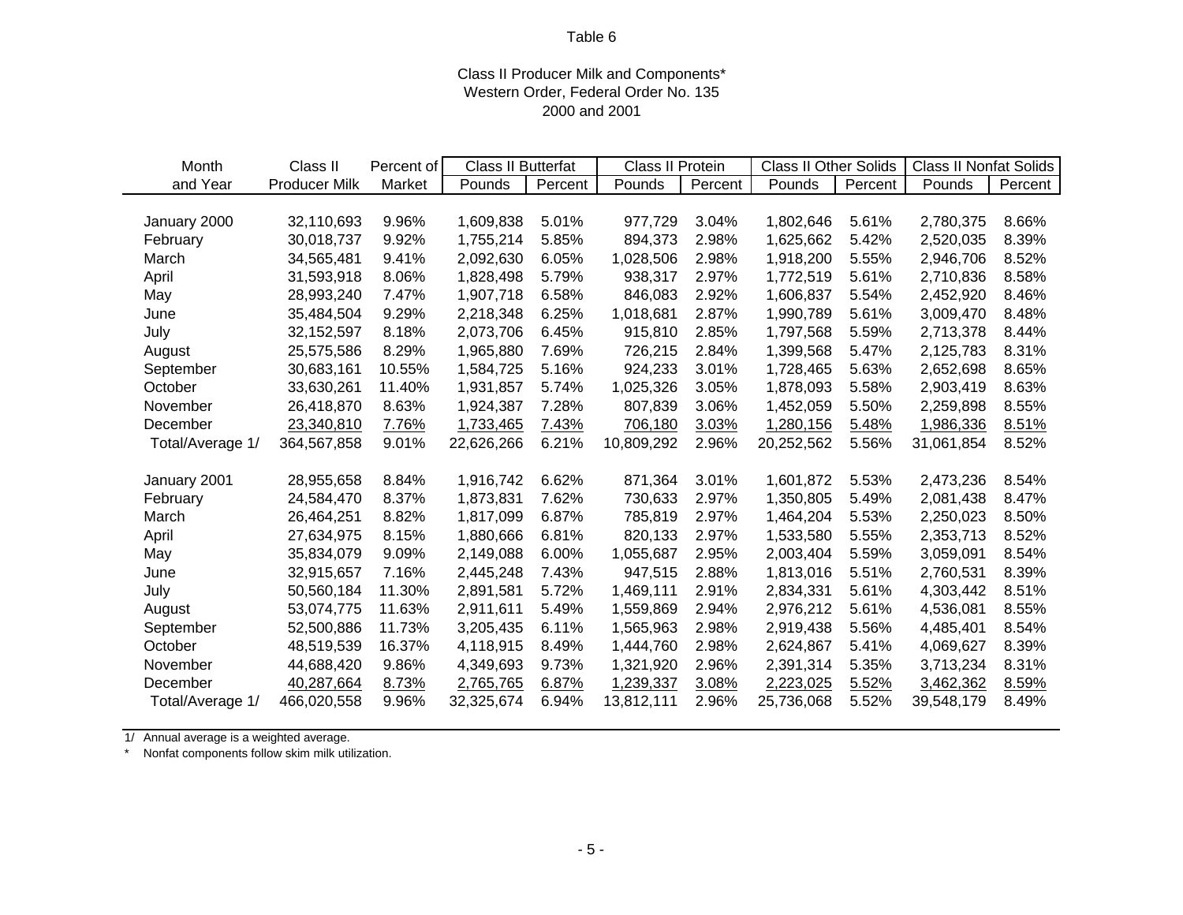Table 6

Class II Producer Milk and Components*
Western Order, Federal Order No. 135
2000 and 2001

| Month and Year | Class II Producer Milk | Percent of Market | Class II Butterfat | | Class II Protein | | Class II Other Solids | | Class II Nonfat Solids | |
|---|---|---|---|---|---|---|---|---|---|---|
| | | | Pounds | Percent | Pounds | Percent | Pounds | Percent | Pounds | Percent |
| January 2000 | 32,110,693 | 9.96% | 1,609,838 | 5.01% | 977,729 | 3.04% | 1,802,646 | 5.61% | 2,780,375 | 8.66% |
| February | 30,018,737 | 9.92% | 1,755,214 | 5.85% | 894,373 | 2.98% | 1,625,662 | 5.42% | 2,520,035 | 8.39% |
| March | 34,565,481 | 9.41% | 2,092,630 | 6.05% | 1,028,506 | 2.98% | 1,918,200 | 5.55% | 2,946,706 | 8.52% |
| April | 31,593,918 | 8.06% | 1,828,498 | 5.79% | 938,317 | 2.97% | 1,772,519 | 5.61% | 2,710,836 | 8.58% |
| May | 28,993,240 | 7.47% | 1,907,718 | 6.58% | 846,083 | 2.92% | 1,606,837 | 5.54% | 2,452,920 | 8.46% |
| June | 35,484,504 | 9.29% | 2,218,348 | 6.25% | 1,018,681 | 2.87% | 1,990,789 | 5.61% | 3,009,470 | 8.48% |
| July | 32,152,597 | 8.18% | 2,073,706 | 6.45% | 915,810 | 2.85% | 1,797,568 | 5.59% | 2,713,378 | 8.44% |
| August | 25,575,586 | 8.29% | 1,965,880 | 7.69% | 726,215 | 2.84% | 1,399,568 | 5.47% | 2,125,783 | 8.31% |
| September | 30,683,161 | 10.55% | 1,584,725 | 5.16% | 924,233 | 3.01% | 1,728,465 | 5.63% | 2,652,698 | 8.65% |
| October | 33,630,261 | 11.40% | 1,931,857 | 5.74% | 1,025,326 | 3.05% | 1,878,093 | 5.58% | 2,903,419 | 8.63% |
| November | 26,418,870 | 8.63% | 1,924,387 | 7.28% | 807,839 | 3.06% | 1,452,059 | 5.50% | 2,259,898 | 8.55% |
| December | 23,340,810 | 7.76% | 1,733,465 | 7.43% | 706,180 | 3.03% | 1,280,156 | 5.48% | 1,986,336 | 8.51% |
| Total/Average 1/ | 364,567,858 | 9.01% | 22,626,266 | 6.21% | 10,809,292 | 2.96% | 20,252,562 | 5.56% | 31,061,854 | 8.52% |
| | | | | | | | | | | |
| January 2001 | 28,955,658 | 8.84% | 1,916,742 | 6.62% | 871,364 | 3.01% | 1,601,872 | 5.53% | 2,473,236 | 8.54% |
| February | 24,584,470 | 8.37% | 1,873,831 | 7.62% | 730,633 | 2.97% | 1,350,805 | 5.49% | 2,081,438 | 8.47% |
| March | 26,464,251 | 8.82% | 1,817,099 | 6.87% | 785,819 | 2.97% | 1,464,204 | 5.53% | 2,250,023 | 8.50% |
| April | 27,634,975 | 8.15% | 1,880,666 | 6.81% | 820,133 | 2.97% | 1,533,580 | 5.55% | 2,353,713 | 8.52% |
| May | 35,834,079 | 9.09% | 2,149,088 | 6.00% | 1,055,687 | 2.95% | 2,003,404 | 5.59% | 3,059,091 | 8.54% |
| June | 32,915,657 | 7.16% | 2,445,248 | 7.43% | 947,515 | 2.88% | 1,813,016 | 5.51% | 2,760,531 | 8.39% |
| July | 50,560,184 | 11.30% | 2,891,581 | 5.72% | 1,469,111 | 2.91% | 2,834,331 | 5.61% | 4,303,442 | 8.51% |
| August | 53,074,775 | 11.63% | 2,911,611 | 5.49% | 1,559,869 | 2.94% | 2,976,212 | 5.61% | 4,536,081 | 8.55% |
| September | 52,500,886 | 11.73% | 3,205,435 | 6.11% | 1,565,963 | 2.98% | 2,919,438 | 5.56% | 4,485,401 | 8.54% |
| October | 48,519,539 | 16.37% | 4,118,915 | 8.49% | 1,444,760 | 2.98% | 2,624,867 | 5.41% | 4,069,627 | 8.39% |
| November | 44,688,420 | 9.86% | 4,349,693 | 9.73% | 1,321,920 | 2.96% | 2,391,314 | 5.35% | 3,713,234 | 8.31% |
| December | 40,287,664 | 8.73% | 2,765,765 | 6.87% | 1,239,337 | 3.08% | 2,223,025 | 5.52% | 3,462,362 | 8.59% |
| Total/Average 1/ | 466,020,558 | 9.96% | 32,325,674 | 6.94% | 13,812,111 | 2.96% | 25,736,068 | 5.52% | 39,548,179 | 8.49% |

1/ Annual average is a weighted average.

\* Nonfat components follow skim milk utilization.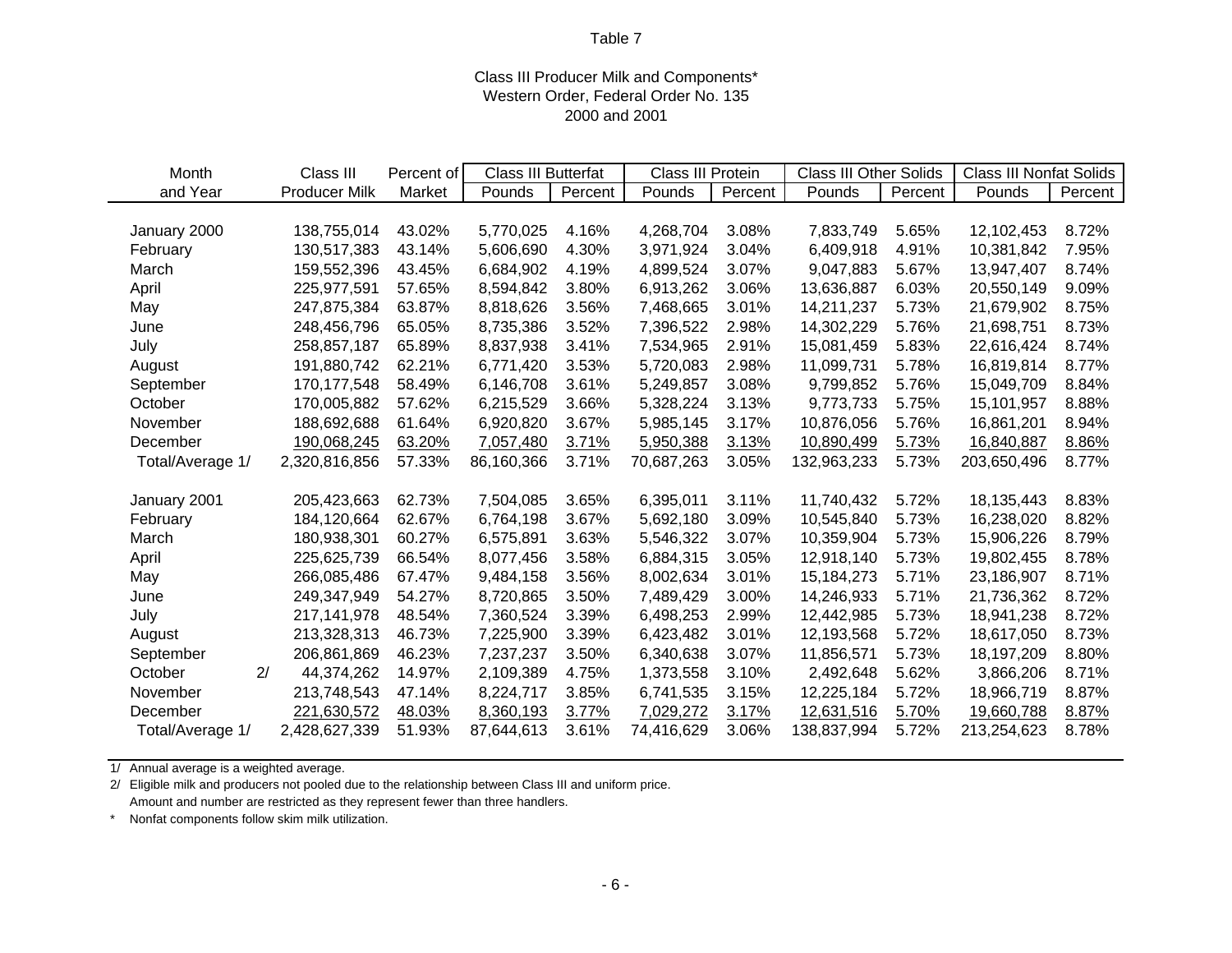Table 7

Class III Producer Milk and Components*
Western Order, Federal Order No. 135
2000 and 2001

| Month and Year | Class III Producer Milk | Percent of Market | Class III Butterfat | | Class III Protein | | Class III Other Solids | | Class III Nonfat Solids | |
|---|---|---|---|---|---|---|---|---|---|---|
| | | | Pounds | Percent | Pounds | Percent | Pounds | Percent | Pounds | Percent |
| January 2000 | 138,755,014 | 43.02% | 5,770,025 | 4.16% | 4,268,704 | 3.08% | 7,833,749 | 5.65% | 12,102,453 | 8.72% |
| February | 130,517,383 | 43.14% | 5,606,690 | 4.30% | 3,971,924 | 3.04% | 6,409,918 | 4.91% | 10,381,842 | 7.95% |
| March | 159,552,396 | 43.45% | 6,684,902 | 4.19% | 4,899,524 | 3.07% | 9,047,883 | 5.67% | 13,947,407 | 8.74% |
| April | 225,977,591 | 57.65% | 8,594,842 | 3.80% | 6,913,262 | 3.06% | 13,636,887 | 6.03% | 20,550,149 | 9.09% |
| May | 247,875,384 | 63.87% | 8,818,626 | 3.56% | 7,468,665 | 3.01% | 14,211,237 | 5.73% | 21,679,902 | 8.75% |
| June | 248,456,796 | 65.05% | 8,735,386 | 3.52% | 7,396,522 | 2.98% | 14,302,229 | 5.76% | 21,698,751 | 8.73% |
| July | 258,857,187 | 65.89% | 8,837,938 | 3.41% | 7,534,965 | 2.91% | 15,081,459 | 5.83% | 22,616,424 | 8.74% |
| August | 191,880,742 | 62.21% | 6,771,420 | 3.53% | 5,720,083 | 2.98% | 11,099,731 | 5.78% | 16,819,814 | 8.77% |
| September | 170,177,548 | 58.49% | 6,146,708 | 3.61% | 5,249,857 | 3.08% | 9,799,852 | 5.76% | 15,049,709 | 8.84% |
| October | 170,005,882 | 57.62% | 6,215,529 | 3.66% | 5,328,224 | 3.13% | 9,773,733 | 5.75% | 15,101,957 | 8.88% |
| November | 188,692,688 | 61.64% | 6,920,820 | 3.67% | 5,985,145 | 3.17% | 10,876,056 | 5.76% | 16,861,201 | 8.94% |
| December | 190,068,245 | 63.20% | 7,057,480 | 3.71% | 5,950,388 | 3.13% | 10,890,499 | 5.73% | 16,840,887 | 8.86% |
| Total/Average 1/ | 2,320,816,856 | 57.33% | 86,160,366 | 3.71% | 70,687,263 | 3.05% | 132,963,233 | 5.73% | 203,650,496 | 8.77% |
| | | | | | | | | | | |
| January 2001 | 205,423,663 | 62.73% | 7,504,085 | 3.65% | 6,395,011 | 3.11% | 11,740,432 | 5.72% | 18,135,443 | 8.83% |
| February | 184,120,664 | 62.67% | 6,764,198 | 3.67% | 5,692,180 | 3.09% | 10,545,840 | 5.73% | 16,238,020 | 8.82% |
| March | 180,938,301 | 60.27% | 6,575,891 | 3.63% | 5,546,322 | 3.07% | 10,359,904 | 5.73% | 15,906,226 | 8.79% |
| April | 225,625,739 | 66.54% | 8,077,456 | 3.58% | 6,884,315 | 3.05% | 12,918,140 | 5.73% | 19,802,455 | 8.78% |
| May | 266,085,486 | 67.47% | 9,484,158 | 3.56% | 8,002,634 | 3.01% | 15,184,273 | 5.71% | 23,186,907 | 8.71% |
| June | 249,347,949 | 54.27% | 8,720,865 | 3.50% | 7,489,429 | 3.00% | 14,246,933 | 5.71% | 21,736,362 | 8.72% |
| July | 217,141,978 | 48.54% | 7,360,524 | 3.39% | 6,498,253 | 2.99% | 12,442,985 | 5.73% | 18,941,238 | 8.72% |
| August | 213,328,313 | 46.73% | 7,225,900 | 3.39% | 6,423,482 | 3.01% | 12,193,568 | 5.72% | 18,617,050 | 8.73% |
| September | 206,861,869 | 46.23% | 7,237,237 | 3.50% | 6,340,638 | 3.07% | 11,856,571 | 5.73% | 18,197,209 | 8.80% |
| October 2/ | 44,374,262 | 14.97% | 2,109,389 | 4.75% | 1,373,558 | 3.10% | 2,492,648 | 5.62% | 3,866,206 | 8.71% |
| November | 213,748,543 | 47.14% | 8,224,717 | 3.85% | 6,741,535 | 3.15% | 12,225,184 | 5.72% | 18,966,719 | 8.87% |
| December | 221,630,572 | 48.03% | 8,360,193 | 3.77% | 7,029,272 | 3.17% | 12,631,516 | 5.70% | 19,660,788 | 8.87% |
| Total/Average 1/ | 2,428,627,339 | 51.93% | 87,644,613 | 3.61% | 74,416,629 | 3.06% | 138,837,994 | 5.72% | 213,254,623 | 8.78% |

1/ Annual average is a weighted average.

2/ Eligible milk and producers not pooled due to the relationship between Class III and uniform price. Amount and number are restricted as they represent fewer than three handlers.

\* Nonfat components follow skim milk utilization.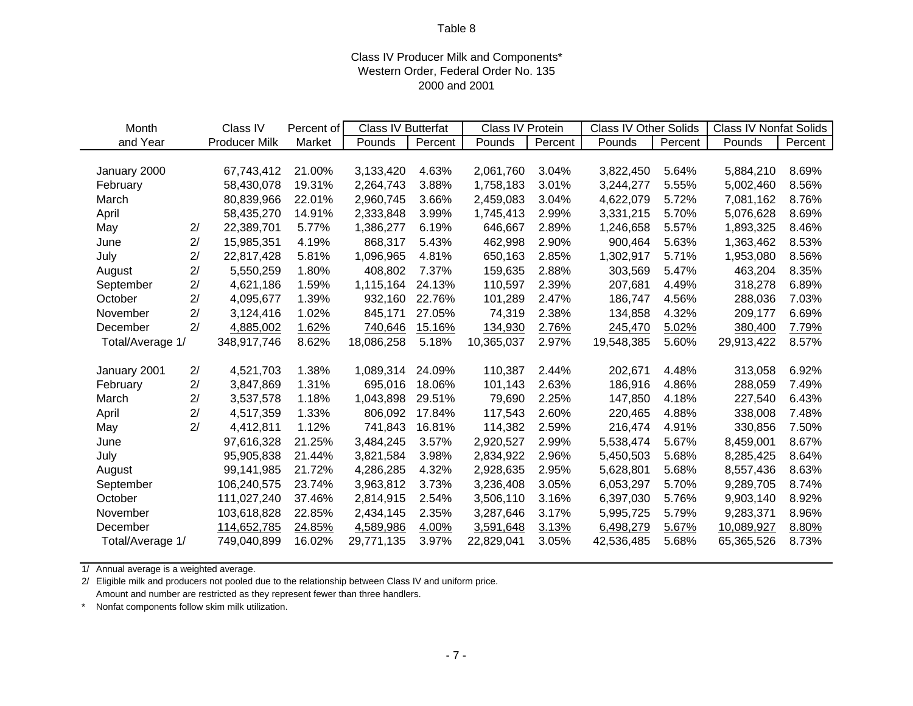Table 8

Class IV Producer Milk and Components*
Western Order, Federal Order No. 135
2000 and 2001

| Month and Year | | Class IV Producer Milk | Percent of Market | Class IV Butterfat | | Class IV Protein | | Class IV Other Solids | | Class IV Nonfat Solids | |
|---|---|---|---|---|---|---|---|---|---|---|---|
| | | | | Pounds | Percent | Pounds | Percent | Pounds | Percent | Pounds | Percent |
| January 2000 | | 67,743,412 | 21.00% | 3,133,420 | 4.63% | 2,061,760 | 3.04% | 3,822,450 | 5.64% | 5,884,210 | 8.69% |
| February | | 58,430,078 | 19.31% | 2,264,743 | 3.88% | 1,758,183 | 3.01% | 3,244,277 | 5.55% | 5,002,460 | 8.56% |
| March | | 80,839,966 | 22.01% | 2,960,745 | 3.66% | 2,459,083 | 3.04% | 4,622,079 | 5.72% | 7,081,162 | 8.76% |
| April | | 58,435,270 | 14.91% | 2,333,848 | 3.99% | 1,745,413 | 2.99% | 3,331,215 | 5.70% | 5,076,628 | 8.69% |
| May | 2/ | 22,389,701 | 5.77% | 1,386,277 | 6.19% | 646,667 | 2.89% | 1,246,658 | 5.57% | 1,893,325 | 8.46% |
| June | 2/ | 15,985,351 | 4.19% | 868,317 | 5.43% | 462,998 | 2.90% | 900,464 | 5.63% | 1,363,462 | 8.53% |
| July | 2/ | 22,817,428 | 5.81% | 1,096,965 | 4.81% | 650,163 | 2.85% | 1,302,917 | 5.71% | 1,953,080 | 8.56% |
| August | 2/ | 5,550,259 | 1.80% | 408,802 | 7.37% | 159,635 | 2.88% | 303,569 | 5.47% | 463,204 | 8.35% |
| September | 2/ | 4,621,186 | 1.59% | 1,115,164 | 24.13% | 110,597 | 2.39% | 207,681 | 4.49% | 318,278 | 6.89% |
| October | 2/ | 4,095,677 | 1.39% | 932,160 | 22.76% | 101,289 | 2.47% | 186,747 | 4.56% | 288,036 | 7.03% |
| November | 2/ | 3,124,416 | 1.02% | 845,171 | 27.05% | 74,319 | 2.38% | 134,858 | 4.32% | 209,177 | 6.69% |
| December | 2/ | 4,885,002 | 1.62% | 740,646 | 15.16% | 134,930 | 2.76% | 245,470 | 5.02% | 380,400 | 7.79% |
| Total/Average 1/ | | 348,917,746 | 8.62% | 18,086,258 | 5.18% | 10,365,037 | 2.97% | 19,548,385 | 5.60% | 29,913,422 | 8.57% |
| January 2001 | 2/ | 4,521,703 | 1.38% | 1,089,314 | 24.09% | 110,387 | 2.44% | 202,671 | 4.48% | 313,058 | 6.92% |
| February | 2/ | 3,847,869 | 1.31% | 695,016 | 18.06% | 101,143 | 2.63% | 186,916 | 4.86% | 288,059 | 7.49% |
| March | 2/ | 3,537,578 | 1.18% | 1,043,898 | 29.51% | 79,690 | 2.25% | 147,850 | 4.18% | 227,540 | 6.43% |
| April | 2/ | 4,517,359 | 1.33% | 806,092 | 17.84% | 117,543 | 2.60% | 220,465 | 4.88% | 338,008 | 7.48% |
| May | 2/ | 4,412,811 | 1.12% | 741,843 | 16.81% | 114,382 | 2.59% | 216,474 | 4.91% | 330,856 | 7.50% |
| June | | 97,616,328 | 21.25% | 3,484,245 | 3.57% | 2,920,527 | 2.99% | 5,538,474 | 5.67% | 8,459,001 | 8.67% |
| July | | 95,905,838 | 21.44% | 3,821,584 | 3.98% | 2,834,922 | 2.96% | 5,450,503 | 5.68% | 8,285,425 | 8.64% |
| August | | 99,141,985 | 21.72% | 4,286,285 | 4.32% | 2,928,635 | 2.95% | 5,628,801 | 5.68% | 8,557,436 | 8.63% |
| September | | 106,240,575 | 23.74% | 3,963,812 | 3.73% | 3,236,408 | 3.05% | 6,053,297 | 5.70% | 9,289,705 | 8.74% |
| October | | 111,027,240 | 37.46% | 2,814,915 | 2.54% | 3,506,110 | 3.16% | 6,397,030 | 5.76% | 9,903,140 | 8.92% |
| November | | 103,618,828 | 22.85% | 2,434,145 | 2.35% | 3,287,646 | 3.17% | 5,995,725 | 5.79% | 9,283,371 | 8.96% |
| December | | 114,652,785 | 24.85% | 4,589,986 | 4.00% | 3,591,648 | 3.13% | 6,498,279 | 5.67% | 10,089,927 | 8.80% |
| Total/Average 1/ | | 749,040,899 | 16.02% | 29,771,135 | 3.97% | 22,829,041 | 3.05% | 42,536,485 | 5.68% | 65,365,526 | 8.73% |

1/ Annual average is a weighted average.

2/ Eligible milk and producers not pooled due to the relationship between Class IV and uniform price. Amount and number are restricted as they represent fewer than three handlers.

\* Nonfat components follow skim milk utilization.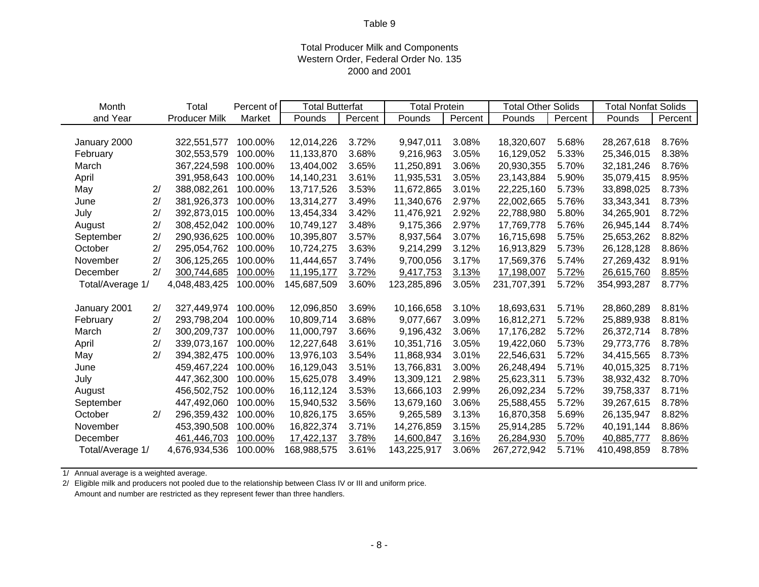Table 9

Total Producer Milk and Components
Western Order, Federal Order No. 135
2000 and 2001

| Month and Year | | Total Producer Milk | Percent of Market | Total Butterfat | | Total Protein | | Total Other Solids | | Total Nonfat Solids | |
|---|---|---|---|---|---|---|---|---|---|---|---|
| | | | | Pounds | Percent | Pounds | Percent | Pounds | Percent | Pounds | Percent |
| January 2000 | | 322,551,577 | 100.00% | 12,014,226 | 3.72% | 9,947,011 | 3.08% | 18,320,607 | 5.68% | 28,267,618 | 8.76% |
| February | | 302,553,579 | 100.00% | 11,133,870 | 3.68% | 9,216,963 | 3.05% | 16,129,052 | 5.33% | 25,346,015 | 8.38% |
| March | | 367,224,598 | 100.00% | 13,404,002 | 3.65% | 11,250,891 | 3.06% | 20,930,355 | 5.70% | 32,181,246 | 8.76% |
| April | | 391,958,643 | 100.00% | 14,140,231 | 3.61% | 11,935,531 | 3.05% | 23,143,884 | 5.90% | 35,079,415 | 8.95% |
| May | 2/ | 388,082,261 | 100.00% | 13,717,526 | 3.53% | 11,672,865 | 3.01% | 22,225,160 | 5.73% | 33,898,025 | 8.73% |
| June | 2/ | 381,926,373 | 100.00% | 13,314,277 | 3.49% | 11,340,676 | 2.97% | 22,002,665 | 5.76% | 33,343,341 | 8.73% |
| July | 2/ | 392,873,015 | 100.00% | 13,454,334 | 3.42% | 11,476,921 | 2.92% | 22,788,980 | 5.80% | 34,265,901 | 8.72% |
| August | 2/ | 308,452,042 | 100.00% | 10,749,127 | 3.48% | 9,175,366 | 2.97% | 17,769,778 | 5.76% | 26,945,144 | 8.74% |
| September | 2/ | 290,936,625 | 100.00% | 10,395,807 | 3.57% | 8,937,564 | 3.07% | 16,715,698 | 5.75% | 25,653,262 | 8.82% |
| October | 2/ | 295,054,762 | 100.00% | 10,724,275 | 3.63% | 9,214,299 | 3.12% | 16,913,829 | 5.73% | 26,128,128 | 8.86% |
| November | 2/ | 306,125,265 | 100.00% | 11,444,657 | 3.74% | 9,700,056 | 3.17% | 17,569,376 | 5.74% | 27,269,432 | 8.91% |
| December | 2/ | 300,744,685 | 100.00% | 11,195,177 | 3.72% | 9,417,753 | 3.13% | 17,198,007 | 5.72% | 26,615,760 | 8.85% |
| Total/Average 1/ | | 4,048,483,425 | 100.00% | 145,687,509 | 3.60% | 123,285,896 | 3.05% | 231,707,391 | 5.72% | 354,993,287 | 8.77% |
| January 2001 | 2/ | 327,449,974 | 100.00% | 12,096,850 | 3.69% | 10,166,658 | 3.10% | 18,693,631 | 5.71% | 28,860,289 | 8.81% |
| February | 2/ | 293,798,204 | 100.00% | 10,809,714 | 3.68% | 9,077,667 | 3.09% | 16,812,271 | 5.72% | 25,889,938 | 8.81% |
| March | 2/ | 300,209,737 | 100.00% | 11,000,797 | 3.66% | 9,196,432 | 3.06% | 17,176,282 | 5.72% | 26,372,714 | 8.78% |
| April | 2/ | 339,073,167 | 100.00% | 12,227,648 | 3.61% | 10,351,716 | 3.05% | 19,422,060 | 5.73% | 29,773,776 | 8.78% |
| May | 2/ | 394,382,475 | 100.00% | 13,976,103 | 3.54% | 11,868,934 | 3.01% | 22,546,631 | 5.72% | 34,415,565 | 8.73% |
| June | | 459,467,224 | 100.00% | 16,129,043 | 3.51% | 13,766,831 | 3.00% | 26,248,494 | 5.71% | 40,015,325 | 8.71% |
| July | | 447,362,300 | 100.00% | 15,625,078 | 3.49% | 13,309,121 | 2.98% | 25,623,311 | 5.73% | 38,932,432 | 8.70% |
| August | | 456,502,752 | 100.00% | 16,112,124 | 3.53% | 13,666,103 | 2.99% | 26,092,234 | 5.72% | 39,758,337 | 8.71% |
| September | | 447,492,060 | 100.00% | 15,940,532 | 3.56% | 13,679,160 | 3.06% | 25,588,455 | 5.72% | 39,267,615 | 8.78% |
| October | 2/ | 296,359,432 | 100.00% | 10,826,175 | 3.65% | 9,265,589 | 3.13% | 16,870,358 | 5.69% | 26,135,947 | 8.82% |
| November | | 453,390,508 | 100.00% | 16,822,374 | 3.71% | 14,276,859 | 3.15% | 25,914,285 | 5.72% | 40,191,144 | 8.86% |
| December | | 461,446,703 | 100.00% | 17,422,137 | 3.78% | 14,600,847 | 3.16% | 26,284,930 | 5.70% | 40,885,777 | 8.86% |
| Total/Average 1/ | | 4,676,934,536 | 100.00% | 168,988,575 | 3.61% | 143,225,917 | 3.06% | 267,272,942 | 5.71% | 410,498,859 | 8.78% |

1/ Annual average is a weighted average.

2/ Eligible milk and producers not pooled due to the relationship between Class IV or III and uniform price.
Amount and number are restricted as they represent fewer than three handlers.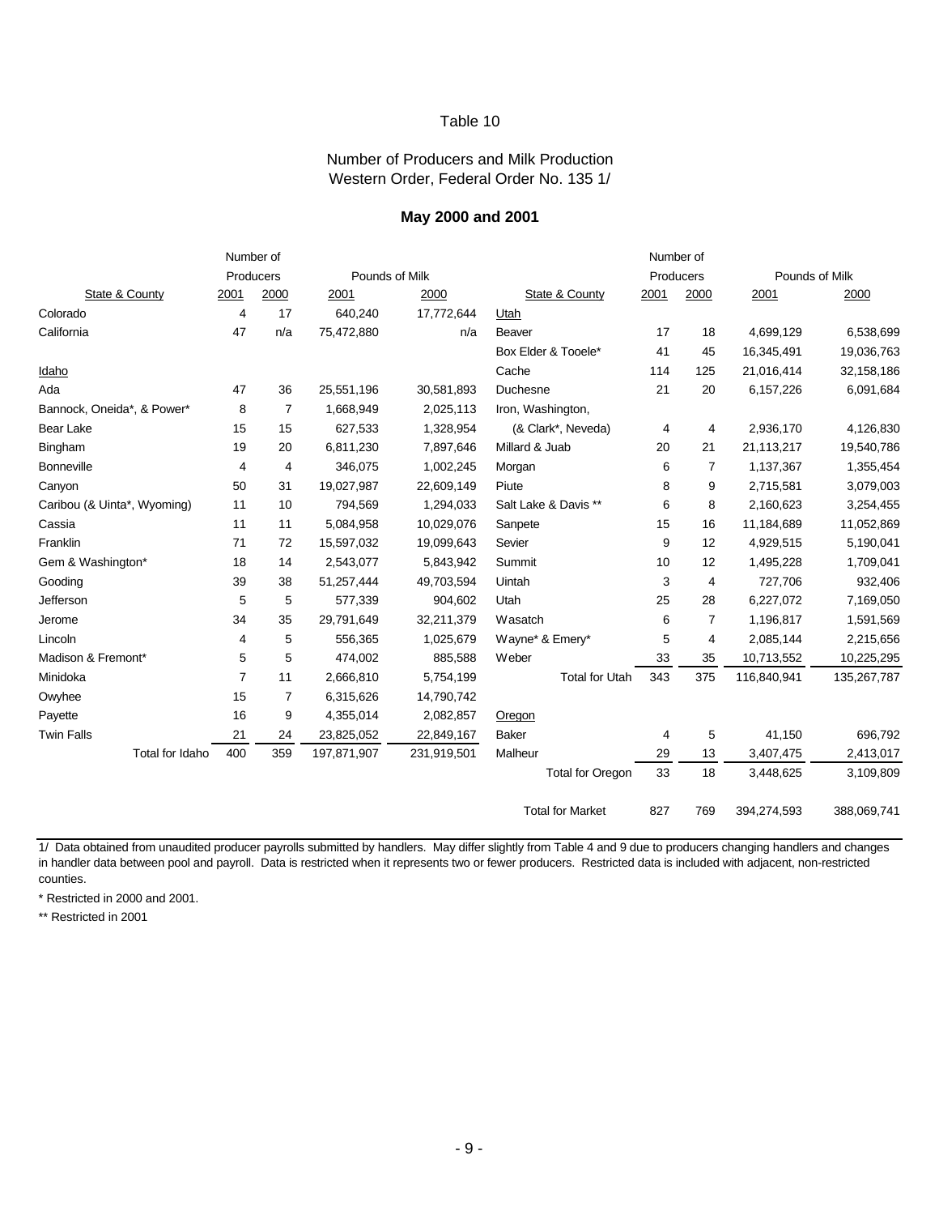Table 10

Number of Producers and Milk Production
Western Order, Federal Order No. 135 1/

**May 2000 and 2001**

| State & County | Number of Producers 2001 | Number of Producers 2000 | Pounds of Milk 2001 | Pounds of Milk 2000 | State & County | Number of Producers 2001 | Number of Producers 2000 | Pounds of Milk 2001 | Pounds of Milk 2000 |
|---|---|---|---|---|---|---|---|---|---|
| Colorado | 4 | 17 | 640,240 | 17,772,644 | Utah | | | | |
| California | 47 | n/a | 75,472,880 | n/a | Beaver | 17 | 18 | 4,699,129 | 6,538,699 |
| | | | | | Box Elder & Tooele* | 41 | 45 | 16,345,491 | 19,036,763 |
| Idaho | | | | | Cache | 114 | 125 | 21,016,414 | 32,158,186 |
| Ada | 47 | 36 | 25,551,196 | 30,581,893 | Duchesne | 21 | 20 | 6,157,226 | 6,091,684 |
| Bannock, Oneida*, & Power* | 8 | 7 | 1,668,949 | 2,025,113 | Iron, Washington, | | | | |
| Bear Lake | 15 | 15 | 627,533 | 1,328,954 | (& Clark*, Neveda) | 4 | 4 | 2,936,170 | 4,126,830 |
| Bingham | 19 | 20 | 6,811,230 | 7,897,646 | Millard & Juab | 20 | 21 | 21,113,217 | 19,540,786 |
| Bonneville | 4 | 4 | 346,075 | 1,002,245 | Morgan | 6 | 7 | 1,137,367 | 1,355,454 |
| Canyon | 50 | 31 | 19,027,987 | 22,609,149 | Piute | 8 | 9 | 2,715,581 | 3,079,003 |
| Caribou (& Uinta*, Wyoming) | 11 | 10 | 794,569 | 1,294,033 | Salt Lake & Davis ** | 6 | 8 | 2,160,623 | 3,254,455 |
| Cassia | 11 | 11 | 5,084,958 | 10,029,076 | Sanpete | 15 | 16 | 11,184,689 | 11,052,869 |
| Franklin | 71 | 72 | 15,597,032 | 19,099,643 | Sevier | 9 | 12 | 4,929,515 | 5,190,041 |
| Gem & Washington* | 18 | 14 | 2,543,077 | 5,843,942 | Summit | 10 | 12 | 1,495,228 | 1,709,041 |
| Gooding | 39 | 38 | 51,257,444 | 49,703,594 | Uintah | 3 | 4 | 727,706 | 932,406 |
| Jefferson | 5 | 5 | 577,339 | 904,602 | Utah | 25 | 28 | 6,227,072 | 7,169,050 |
| Jerome | 34 | 35 | 29,791,649 | 32,211,379 | Wasatch | 6 | 7 | 1,196,817 | 1,591,569 |
| Lincoln | 4 | 5 | 556,365 | 1,025,679 | Wayne* & Emery* | 5 | 4 | 2,085,144 | 2,215,656 |
| Madison & Fremont* | 5 | 5 | 474,002 | 885,588 | Weber | 33 | 35 | 10,713,552 | 10,225,295 |
| Minidoka | 7 | 11 | 2,666,810 | 5,754,199 | Total for Utah | 343 | 375 | 116,840,941 | 135,267,787 |
| Owyhee | 15 | 7 | 6,315,626 | 14,790,742 | | | | | |
| Payette | 16 | 9 | 4,355,014 | 2,082,857 | Oregon | | | | |
| Twin Falls | 21 | 24 | 23,825,052 | 22,849,167 | Baker | 4 | 5 | 41,150 | 696,792 |
| Total for Idaho | 400 | 359 | 197,871,907 | 231,919,501 | Malheur | 29 | 13 | 3,407,475 | 2,413,017 |
| | | | | | Total for Oregon | 33 | 18 | 3,448,625 | 3,109,809 |
| | | | | | Total for Market | 827 | 769 | 394,274,593 | 388,069,741 |

1/ Data obtained from unaudited producer payrolls submitted by handlers. May differ slightly from Table 4 and 9 due to producers changing handlers and changes in handler data between pool and payroll. Data is restricted when it represents two or fewer producers. Restricted data is included with adjacent, non-restricted counties.

* Restricted in 2000 and 2001.

** Restricted in 2001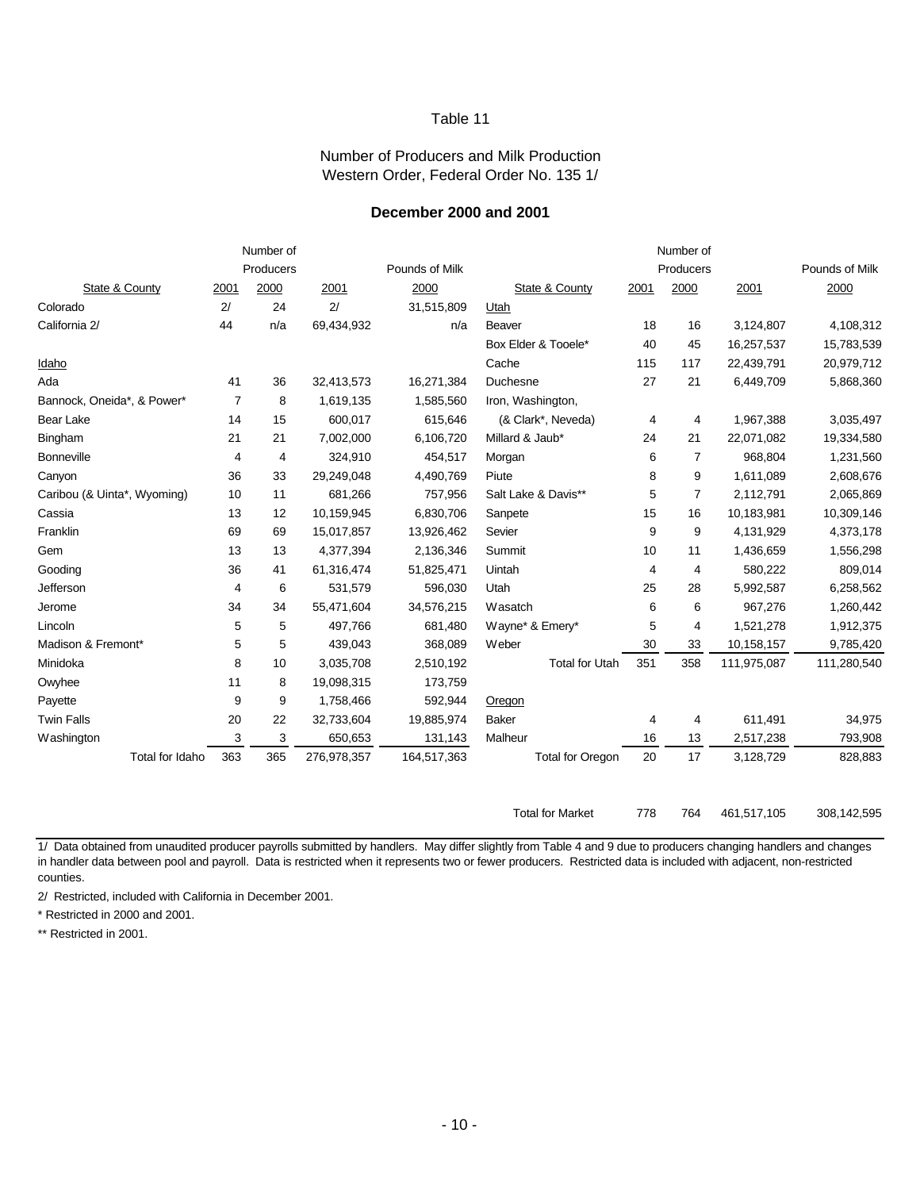Table 11

Number of Producers and Milk Production
Western Order, Federal Order No. 135 1/

**December 2000 and 2001**

| State & County | Number of Producers 2001 | Number of Producers 2000 | Pounds of Milk 2001 | Pounds of Milk 2000 |
|---|---|---|---|---|
| Colorado | 2/ | 24 | 2/ | 31,515,809 |
| California 2/ | 44 | n/a | 69,434,932 | n/a |
| Idaho | | | | |
| Ada | 41 | 36 | 32,413,573 | 16,271,384 |
| Bannock, Oneida*, & Power* | 7 | 8 | 1,619,135 | 1,585,560 |
| Bear Lake | 14 | 15 | 600,017 | 615,646 |
| Bingham | 21 | 21 | 7,002,000 | 6,106,720 |
| Bonneville | 4 | 4 | 324,910 | 454,517 |
| Canyon | 36 | 33 | 29,249,048 | 4,490,769 |
| Caribou (& Uinta*, Wyoming) | 10 | 11 | 681,266 | 757,956 |
| Cassia | 13 | 12 | 10,159,945 | 6,830,706 |
| Franklin | 69 | 69 | 15,017,857 | 13,926,462 |
| Gem | 13 | 13 | 4,377,394 | 2,136,346 |
| Gooding | 36 | 41 | 61,316,474 | 51,825,471 |
| Jefferson | 4 | 6 | 531,579 | 596,030 |
| Jerome | 34 | 34 | 55,471,604 | 34,576,215 |
| Lincoln | 5 | 5 | 497,766 | 681,480 |
| Madison & Fremont* | 5 | 5 | 439,043 | 368,089 |
| Minidoka | 8 | 10 | 3,035,708 | 2,510,192 |
| Owyhee | 11 | 8 | 19,098,315 | 173,759 |
| Payette | 9 | 9 | 1,758,466 | 592,944 |
| Twin Falls | 20 | 22 | 32,733,604 | 19,885,974 |
| Washington | 3 | 3 | 650,653 | 131,143 |
| Total for Idaho | 363 | 365 | 276,978,357 | 164,517,363 |
| Utah | | | | |
| Beaver | 18 | 16 | 3,124,807 | 4,108,312 |
| Box Elder & Tooele* | 40 | 45 | 16,257,537 | 15,783,539 |
| Cache | 115 | 117 | 22,439,791 | 20,979,712 |
| Duchesne | 27 | 21 | 6,449,709 | 5,868,360 |
| Iron, Washington, (& Clark*, Neveda) | 4 | 4 | 1,967,388 | 3,035,497 |
| Millard & Jaub* | 24 | 21 | 22,071,082 | 19,334,580 |
| Morgan | 6 | 7 | 968,804 | 1,231,560 |
| Piute | 8 | 9 | 1,611,089 | 2,608,676 |
| Salt Lake & Davis** | 5 | 7 | 2,112,791 | 2,065,869 |
| Sanpete | 15 | 16 | 10,183,981 | 10,309,146 |
| Sevier | 9 | 9 | 4,131,929 | 4,373,178 |
| Summit | 10 | 11 | 1,436,659 | 1,556,298 |
| Uintah | 4 | 4 | 580,222 | 809,014 |
| Utah | 25 | 28 | 5,992,587 | 6,258,562 |
| Wasatch | 6 | 6 | 967,276 | 1,260,442 |
| Wayne* & Emery* | 5 | 4 | 1,521,278 | 1,912,375 |
| Weber | 30 | 33 | 10,158,157 | 9,785,420 |
| Total for Utah | 351 | 358 | 111,975,087 | 111,280,540 |
| Oregon | | | | |
| Baker | 4 | 4 | 611,491 | 34,975 |
| Malheur | 16 | 13 | 2,517,238 | 793,908 |
| Total for Oregon | 20 | 17 | 3,128,729 | 828,883 |
| Total for Market | 778 | 764 | 461,517,105 | 308,142,595 |

1/ Data obtained from unaudited producer payrolls submitted by handlers. May differ slightly from Table 4 and 9 due to producers changing handlers and changes in handler data between pool and payroll. Data is restricted when it represents two or fewer producers. Restricted data is included with adjacent, non-restricted counties.

2/ Restricted, included with California in December 2001.

\* Restricted in 2000 and 2001.

** Restricted in 2001.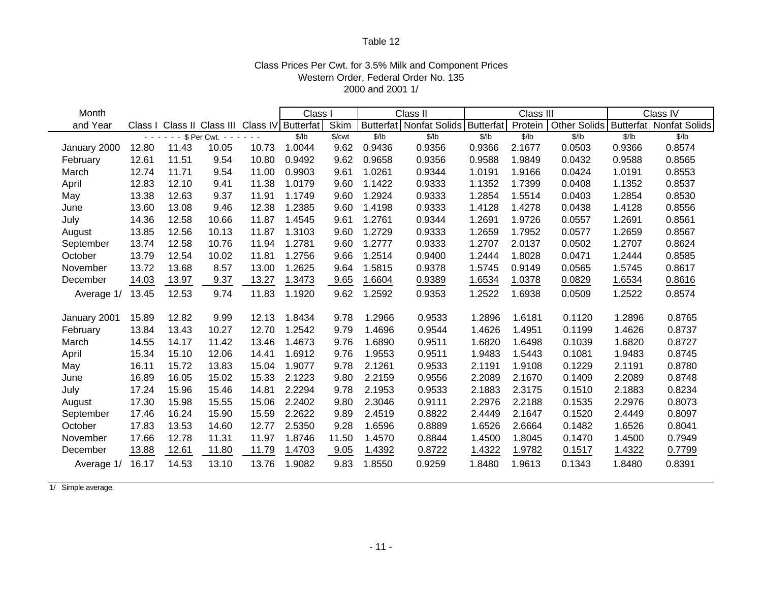Table 12

Class Prices Per Cwt. for 3.5% Milk and Component Prices
Western Order, Federal Order No. 135
2000 and 2001 1/

| Month | | | | | Class I | | Class II | | Class III | | | Class IV | |
|---|---|---|---|---|---|---|---|---|---|---|---|---|---|
| and Year | Class I | Class II | Class III | Class IV | Butterfat | Skim | Butterfat | Nonfat Solids | Butterfat | Protein | Other Solids | Butterfat | Nonfat Solids |
| | - - - - - - $ Per Cwt. - - - - - - | | | | $/lb | $/cwt | $/lb | $/lb | $/lb | $/lb | $/lb | $/lb | $/lb |
| January 2000 | 12.80 | 11.43 | 10.05 | 10.73 | 1.0044 | 9.62 | 0.9436 | 0.9356 | 0.9366 | 2.1677 | 0.0503 | 0.9366 | 0.8574 |
| February | 12.61 | 11.51 | 9.54 | 10.80 | 0.9492 | 9.62 | 0.9658 | 0.9356 | 0.9588 | 1.9849 | 0.0432 | 0.9588 | 0.8565 |
| March | 12.74 | 11.71 | 9.54 | 11.00 | 0.9903 | 9.61 | 1.0261 | 0.9344 | 1.0191 | 1.9166 | 0.0424 | 1.0191 | 0.8553 |
| April | 12.83 | 12.10 | 9.41 | 11.38 | 1.0179 | 9.60 | 1.1422 | 0.9333 | 1.1352 | 1.7399 | 0.0408 | 1.1352 | 0.8537 |
| May | 13.38 | 12.63 | 9.37 | 11.91 | 1.1749 | 9.60 | 1.2924 | 0.9333 | 1.2854 | 1.5514 | 0.0403 | 1.2854 | 0.8530 |
| June | 13.60 | 13.08 | 9.46 | 12.38 | 1.2385 | 9.60 | 1.4198 | 0.9333 | 1.4128 | 1.4278 | 0.0438 | 1.4128 | 0.8556 |
| July | 14.36 | 12.58 | 10.66 | 11.87 | 1.4545 | 9.61 | 1.2761 | 0.9344 | 1.2691 | 1.9726 | 0.0557 | 1.2691 | 0.8561 |
| August | 13.85 | 12.56 | 10.13 | 11.87 | 1.3103 | 9.60 | 1.2729 | 0.9333 | 1.2659 | 1.7952 | 0.0577 | 1.2659 | 0.8567 |
| September | 13.74 | 12.58 | 10.76 | 11.94 | 1.2781 | 9.60 | 1.2777 | 0.9333 | 1.2707 | 2.0137 | 0.0502 | 1.2707 | 0.8624 |
| October | 13.79 | 12.54 | 10.02 | 11.81 | 1.2756 | 9.66 | 1.2514 | 0.9400 | 1.2444 | 1.8028 | 0.0471 | 1.2444 | 0.8585 |
| November | 13.72 | 13.68 | 8.57 | 13.00 | 1.2625 | 9.64 | 1.5815 | 0.9378 | 1.5745 | 0.9149 | 0.0565 | 1.5745 | 0.8617 |
| December | 14.03 | 13.97 | 9.37 | 13.27 | 1.3473 | 9.65 | 1.6604 | 0.9389 | 1.6534 | 1.0378 | 0.0829 | 1.6534 | 0.8616 |
| Average 1/ | 13.45 | 12.53 | 9.74 | 11.83 | 1.1920 | 9.62 | 1.2592 | 0.9353 | 1.2522 | 1.6938 | 0.0509 | 1.2522 | 0.8574 |
| January 2001 | 15.89 | 12.82 | 9.99 | 12.13 | 1.8434 | 9.78 | 1.2966 | 0.9533 | 1.2896 | 1.6181 | 0.1120 | 1.2896 | 0.8765 |
| February | 13.84 | 13.43 | 10.27 | 12.70 | 1.2542 | 9.79 | 1.4696 | 0.9544 | 1.4626 | 1.4951 | 0.1199 | 1.4626 | 0.8737 |
| March | 14.55 | 14.17 | 11.42 | 13.46 | 1.4673 | 9.76 | 1.6890 | 0.9511 | 1.6820 | 1.6498 | 0.1039 | 1.6820 | 0.8727 |
| April | 15.34 | 15.10 | 12.06 | 14.41 | 1.6912 | 9.76 | 1.9553 | 0.9511 | 1.9483 | 1.5443 | 0.1081 | 1.9483 | 0.8745 |
| May | 16.11 | 15.72 | 13.83 | 15.04 | 1.9077 | 9.78 | 2.1261 | 0.9533 | 2.1191 | 1.9108 | 0.1229 | 2.1191 | 0.8780 |
| June | 16.89 | 16.05 | 15.02 | 15.33 | 2.1223 | 9.80 | 2.2159 | 0.9556 | 2.2089 | 2.1670 | 0.1409 | 2.2089 | 0.8748 |
| July | 17.24 | 15.96 | 15.46 | 14.81 | 2.2294 | 9.78 | 2.1953 | 0.9533 | 2.1883 | 2.3175 | 0.1510 | 2.1883 | 0.8234 |
| August | 17.30 | 15.98 | 15.55 | 15.06 | 2.2402 | 9.80 | 2.3046 | 0.9111 | 2.2976 | 2.2188 | 0.1535 | 2.2976 | 0.8073 |
| September | 17.46 | 16.24 | 15.90 | 15.59 | 2.2622 | 9.89 | 2.4519 | 0.8822 | 2.4449 | 2.1647 | 0.1520 | 2.4449 | 0.8097 |
| October | 17.83 | 13.53 | 14.60 | 12.77 | 2.5350 | 9.28 | 1.6596 | 0.8889 | 1.6526 | 2.6664 | 0.1482 | 1.6526 | 0.8041 |
| November | 17.66 | 12.78 | 11.31 | 11.97 | 1.8746 | 11.50 | 1.4570 | 0.8844 | 1.4500 | 1.8045 | 0.1470 | 1.4500 | 0.7949 |
| December | 13.88 | 12.61 | 11.80 | 11.79 | 1.4703 | 9.05 | 1.4392 | 0.8722 | 1.4322 | 1.9782 | 0.1517 | 1.4322 | 0.7799 |
| Average 1/ | 16.17 | 14.53 | 13.10 | 13.76 | 1.9082 | 9.83 | 1.8550 | 0.9259 | 1.8480 | 1.9613 | 0.1343 | 1.8480 | 0.8391 |

1/ Simple average.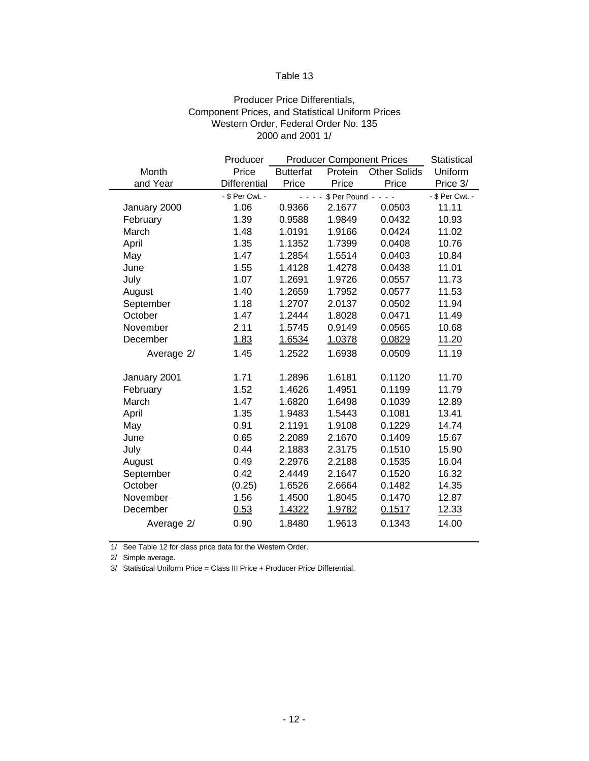Table 13

Producer Price Differentials,
Component Prices, and Statistical Uniform Prices
Western Order, Federal Order No. 135
2000 and 2001 1/

| Month and Year | Producer Price Differential | Producer Component Prices | | | Statistical Uniform Price 3/ |
|---|---|---|---|---|---|
| | | Butterfat Price | Protein Price | Other Solids Price | |
| | - $ Per Cwt. - | - - - - $ Per Pound - - - - | | | - $ Per Cwt. - |
| January 2000 | 1.06 | 0.9366 | 2.1677 | 0.0503 | 11.11 |
| February | 1.39 | 0.9588 | 1.9849 | 0.0432 | 10.93 |
| March | 1.48 | 1.0191 | 1.9166 | 0.0424 | 11.02 |
| April | 1.35 | 1.1352 | 1.7399 | 0.0408 | 10.76 |
| May | 1.47 | 1.2854 | 1.5514 | 0.0403 | 10.84 |
| June | 1.55 | 1.4128 | 1.4278 | 0.0438 | 11.01 |
| July | 1.07 | 1.2691 | 1.9726 | 0.0557 | 11.73 |
| August | 1.40 | 1.2659 | 1.7952 | 0.0577 | 11.53 |
| September | 1.18 | 1.2707 | 2.0137 | 0.0502 | 11.94 |
| October | 1.47 | 1.2444 | 1.8028 | 0.0471 | 11.49 |
| November | 2.11 | 1.5745 | 0.9149 | 0.0565 | 10.68 |
| December | 1.83 | 1.6534 | 1.0378 | 0.0829 | 11.20 |
| Average 2/ | 1.45 | 1.2522 | 1.6938 | 0.0509 | 11.19 |
| | | | | | |
| January 2001 | 1.71 | 1.2896 | 1.6181 | 0.1120 | 11.70 |
| February | 1.52 | 1.4626 | 1.4951 | 0.1199 | 11.79 |
| March | 1.47 | 1.6820 | 1.6498 | 0.1039 | 12.89 |
| April | 1.35 | 1.9483 | 1.5443 | 0.1081 | 13.41 |
| May | 0.91 | 2.1191 | 1.9108 | 0.1229 | 14.74 |
| June | 0.65 | 2.2089 | 2.1670 | 0.1409 | 15.67 |
| July | 0.44 | 2.1883 | 2.3175 | 0.1510 | 15.90 |
| August | 0.49 | 2.2976 | 2.2188 | 0.1535 | 16.04 |
| September | 0.42 | 2.4449 | 2.1647 | 0.1520 | 16.32 |
| October | (0.25) | 1.6526 | 2.6664 | 0.1482 | 14.35 |
| November | 1.56 | 1.4500 | 1.8045 | 0.1470 | 12.87 |
| December | 0.53 | 1.4322 | 1.9782 | 0.1517 | 12.33 |
| Average 2/ | 0.90 | 1.8480 | 1.9613 | 0.1343 | 14.00 |

1/ See Table 12 for class price data for the Western Order.

2/ Simple average.

3/ Statistical Uniform Price = Class III Price + Producer Price Differential.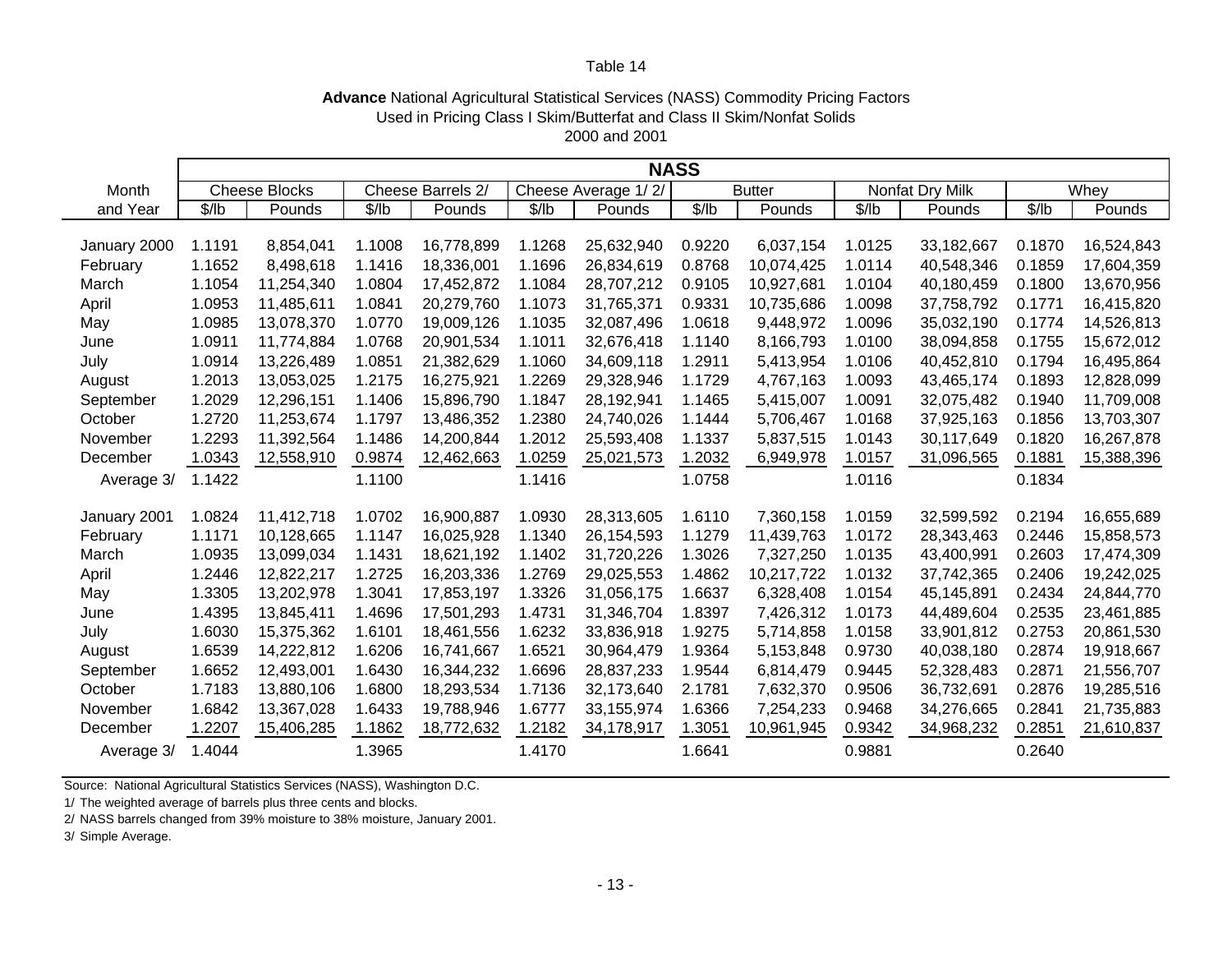Table 14

**Advance** National Agricultural Statistical Services (NASS) Commodity Pricing Factors
Used in Pricing Class I Skim/Butterfat and Class II Skim/Nonfat Solids
2000 and 2001

| Month | NASS | | | | | | | | | | | |
|---|---|---|---|---|---|---|---|---|---|---|---|---|
| | Cheese Blocks | | Cheese Barrels 2/ | | Cheese Average 1/ 2/ | | Butter | | Nonfat Dry Milk | | Whey | |
| and Year | $/lb | Pounds | $/lb | Pounds | $/lb | Pounds | $/lb | Pounds | $/lb | Pounds | $/lb | Pounds |
| January 2000 | 1.1191 | 8,854,041 | 1.1008 | 16,778,899 | 1.1268 | 25,632,940 | 0.9220 | 6,037,154 | 1.0125 | 33,182,667 | 0.1870 | 16,524,843 |
| February | 1.1652 | 8,498,618 | 1.1416 | 18,336,001 | 1.1696 | 26,834,619 | 0.8768 | 10,074,425 | 1.0114 | 40,548,346 | 0.1859 | 17,604,359 |
| March | 1.1054 | 11,254,340 | 1.0804 | 17,452,872 | 1.1084 | 28,707,212 | 0.9105 | 10,927,681 | 1.0104 | 40,180,459 | 0.1800 | 13,670,956 |
| April | 1.0953 | 11,485,611 | 1.0841 | 20,279,760 | 1.1073 | 31,765,371 | 0.9331 | 10,735,686 | 1.0098 | 37,758,792 | 0.1771 | 16,415,820 |
| May | 1.0985 | 13,078,370 | 1.0770 | 19,009,126 | 1.1035 | 32,087,496 | 1.0618 | 9,448,972 | 1.0096 | 35,032,190 | 0.1774 | 14,526,813 |
| June | 1.0911 | 11,774,884 | 1.0768 | 20,901,534 | 1.1011 | 32,676,418 | 1.1140 | 8,166,793 | 1.0100 | 38,094,858 | 0.1755 | 15,672,012 |
| July | 1.0914 | 13,226,489 | 1.0851 | 21,382,629 | 1.1060 | 34,609,118 | 1.2911 | 5,413,954 | 1.0106 | 40,452,810 | 0.1794 | 16,495,864 |
| August | 1.2013 | 13,053,025 | 1.2175 | 16,275,921 | 1.2269 | 29,328,946 | 1.1729 | 4,767,163 | 1.0093 | 43,465,174 | 0.1893 | 12,828,099 |
| September | 1.2029 | 12,296,151 | 1.1406 | 15,896,790 | 1.1847 | 28,192,941 | 1.1465 | 5,415,007 | 1.0091 | 32,075,482 | 0.1940 | 11,709,008 |
| October | 1.2720 | 11,253,674 | 1.1797 | 13,486,352 | 1.2380 | 24,740,026 | 1.1444 | 5,706,467 | 1.0168 | 37,925,163 | 0.1856 | 13,703,307 |
| November | 1.2293 | 11,392,564 | 1.1486 | 14,200,844 | 1.2012 | 25,593,408 | 1.1337 | 5,837,515 | 1.0143 | 30,117,649 | 0.1820 | 16,267,878 |
| December | 1.0343 | 12,558,910 | 0.9874 | 12,462,663 | 1.0259 | 25,021,573 | 1.2032 | 6,949,978 | 1.0157 | 31,096,565 | 0.1881 | 15,388,396 |
| Average 3/ | 1.1422 | | 1.1100 | | 1.1416 | | 1.0758 | | 1.0116 | | 0.1834 | |
| January 2001 | 1.0824 | 11,412,718 | 1.0702 | 16,900,887 | 1.0930 | 28,313,605 | 1.6110 | 7,360,158 | 1.0159 | 32,599,592 | 0.2194 | 16,655,689 |
| February | 1.1171 | 10,128,665 | 1.1147 | 16,025,928 | 1.1340 | 26,154,593 | 1.1279 | 11,439,763 | 1.0172 | 28,343,463 | 0.2446 | 15,858,573 |
| March | 1.0935 | 13,099,034 | 1.1431 | 18,621,192 | 1.1402 | 31,720,226 | 1.3026 | 7,327,250 | 1.0135 | 43,400,991 | 0.2603 | 17,474,309 |
| April | 1.2446 | 12,822,217 | 1.2725 | 16,203,336 | 1.2769 | 29,025,553 | 1.4862 | 10,217,722 | 1.0132 | 37,742,365 | 0.2406 | 19,242,025 |
| May | 1.3305 | 13,202,978 | 1.3041 | 17,853,197 | 1.3326 | 31,056,175 | 1.6637 | 6,328,408 | 1.0154 | 45,145,891 | 0.2434 | 24,844,770 |
| June | 1.4395 | 13,845,411 | 1.4696 | 17,501,293 | 1.4731 | 31,346,704 | 1.8397 | 7,426,312 | 1.0173 | 44,489,604 | 0.2535 | 23,461,885 |
| July | 1.6030 | 15,375,362 | 1.6101 | 18,461,556 | 1.6232 | 33,836,918 | 1.9275 | 5,714,858 | 1.0158 | 33,901,812 | 0.2753 | 20,861,530 |
| August | 1.6539 | 14,222,812 | 1.6206 | 16,741,667 | 1.6521 | 30,964,479 | 1.9364 | 5,153,848 | 0.9730 | 40,038,180 | 0.2874 | 19,918,667 |
| September | 1.6652 | 12,493,001 | 1.6430 | 16,344,232 | 1.6696 | 28,837,233 | 1.9544 | 6,814,479 | 0.9445 | 52,328,483 | 0.2871 | 21,556,707 |
| October | 1.7183 | 13,880,106 | 1.6800 | 18,293,534 | 1.7136 | 32,173,640 | 2.1781 | 7,632,370 | 0.9506 | 36,732,691 | 0.2876 | 19,285,516 |
| November | 1.6842 | 13,367,028 | 1.6433 | 19,788,946 | 1.6777 | 33,155,974 | 1.6366 | 7,254,233 | 0.9468 | 34,276,665 | 0.2841 | 21,735,883 |
| December | 1.2207 | 15,406,285 | 1.1862 | 18,772,632 | 1.2182 | 34,178,917 | 1.3051 | 10,961,945 | 0.9342 | 34,968,232 | 0.2851 | 21,610,837 |
| Average 3/ | 1.4044 | | 1.3965 | | 1.4170 | | 1.6641 | | 0.9881 | | 0.2640 | |

Source: National Agricultural Statistics Services (NASS), Washington D.C.

1/ The weighted average of barrels plus three cents and blocks.

2/ NASS barrels changed from 39% moisture to 38% moisture, January 2001.

3/ Simple Average.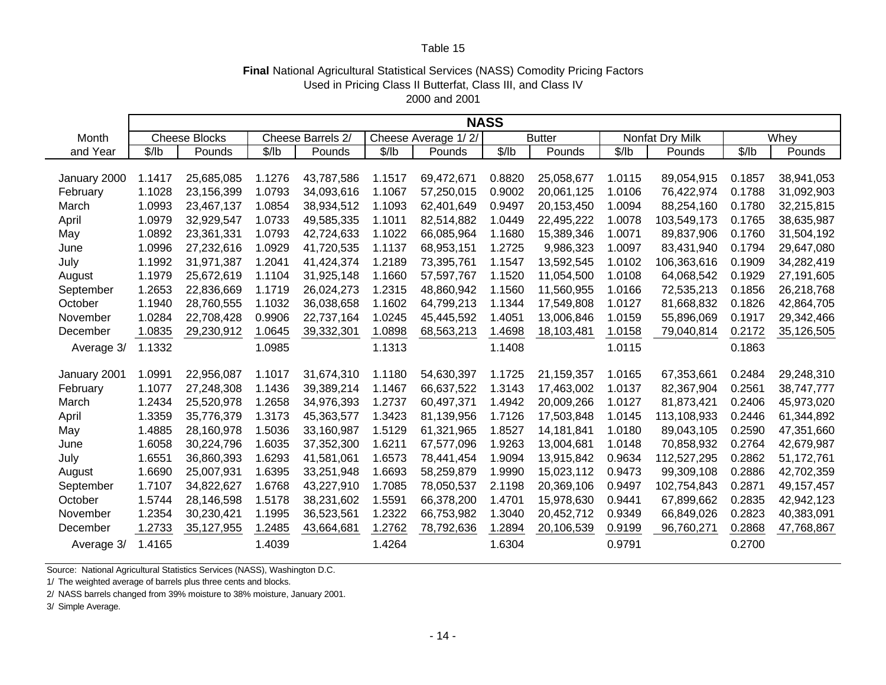Table 15

**Final** National Agricultural Statistical Services (NASS) Comodity Pricing Factors
Used in Pricing Class II Butterfat, Class III, and Class IV
2000 and 2001

| Month | NASS | | | | | | | | | | | |
|---|---|---|---|---|---|---|---|---|---|---|---|---|
| | Cheese Blocks | | Cheese Barrels 2/ | | Cheese Average 1/ 2/ | | Butter | | Nonfat Dry Milk | | Whey | |
| and Year | $/lb | Pounds | $/lb | Pounds | $/lb | Pounds | $/lb | Pounds | $/lb | Pounds | $/lb | Pounds |
| January 2000 | 1.1417 | 25,685,085 | 1.1276 | 43,787,586 | 1.1517 | 69,472,671 | 0.8820 | 25,058,677 | 1.0115 | 89,054,915 | 0.1857 | 38,941,053 |
| February | 1.1028 | 23,156,399 | 1.0793 | 34,093,616 | 1.1067 | 57,250,015 | 0.9002 | 20,061,125 | 1.0106 | 76,422,974 | 0.1788 | 31,092,903 |
| March | 1.0993 | 23,467,137 | 1.0854 | 38,934,512 | 1.1093 | 62,401,649 | 0.9497 | 20,153,450 | 1.0094 | 88,254,160 | 0.1780 | 32,215,815 |
| April | 1.0979 | 32,929,547 | 1.0733 | 49,585,335 | 1.1011 | 82,514,882 | 1.0449 | 22,495,222 | 1.0078 | 103,549,173 | 0.1765 | 38,635,987 |
| May | 1.0892 | 23,361,331 | 1.0793 | 42,724,633 | 1.1022 | 66,085,964 | 1.1680 | 15,389,346 | 1.0071 | 89,837,906 | 0.1760 | 31,504,192 |
| June | 1.0996 | 27,232,616 | 1.0929 | 41,720,535 | 1.1137 | 68,953,151 | 1.2725 | 9,986,323 | 1.0097 | 83,431,940 | 0.1794 | 29,647,080 |
| July | 1.1992 | 31,971,387 | 1.2041 | 41,424,374 | 1.2189 | 73,395,761 | 1.1547 | 13,592,545 | 1.0102 | 106,363,616 | 0.1909 | 34,282,419 |
| August | 1.1979 | 25,672,619 | 1.1104 | 31,925,148 | 1.1660 | 57,597,767 | 1.1520 | 11,054,500 | 1.0108 | 64,068,542 | 0.1929 | 27,191,605 |
| September | 1.2653 | 22,836,669 | 1.1719 | 26,024,273 | 1.2315 | 48,860,942 | 1.1560 | 11,560,955 | 1.0166 | 72,535,213 | 0.1856 | 26,218,768 |
| October | 1.1940 | 28,760,555 | 1.1032 | 36,038,658 | 1.1602 | 64,799,213 | 1.1344 | 17,549,808 | 1.0127 | 81,668,832 | 0.1826 | 42,864,705 |
| November | 1.0284 | 22,708,428 | 0.9906 | 22,737,164 | 1.0245 | 45,445,592 | 1.4051 | 13,006,846 | 1.0159 | 55,896,069 | 0.1917 | 29,342,466 |
| December | 1.0835 | 29,230,912 | 1.0645 | 39,332,301 | 1.0898 | 68,563,213 | 1.4698 | 18,103,481 | 1.0158 | 79,040,814 | 0.2172 | 35,126,505 |
| Average 3/ | 1.1332 | | 1.0985 | | 1.1313 | | 1.1408 | | 1.0115 | | 0.1863 | |
| January 2001 | 1.0991 | 22,956,087 | 1.1017 | 31,674,310 | 1.1180 | 54,630,397 | 1.1725 | 21,159,357 | 1.0165 | 67,353,661 | 0.2484 | 29,248,310 |
| February | 1.1077 | 27,248,308 | 1.1436 | 39,389,214 | 1.1467 | 66,637,522 | 1.3143 | 17,463,002 | 1.0137 | 82,367,904 | 0.2561 | 38,747,777 |
| March | 1.2434 | 25,520,978 | 1.2658 | 34,976,393 | 1.2737 | 60,497,371 | 1.4942 | 20,009,266 | 1.0127 | 81,873,421 | 0.2406 | 45,973,020 |
| April | 1.3359 | 35,776,379 | 1.3173 | 45,363,577 | 1.3423 | 81,139,956 | 1.7126 | 17,503,848 | 1.0145 | 113,108,933 | 0.2446 | 61,344,892 |
| May | 1.4885 | 28,160,978 | 1.5036 | 33,160,987 | 1.5129 | 61,321,965 | 1.8527 | 14,181,841 | 1.0180 | 89,043,105 | 0.2590 | 47,351,660 |
| June | 1.6058 | 30,224,796 | 1.6035 | 37,352,300 | 1.6211 | 67,577,096 | 1.9263 | 13,004,681 | 1.0148 | 70,858,932 | 0.2764 | 42,679,987 |
| July | 1.6551 | 36,860,393 | 1.6293 | 41,581,061 | 1.6573 | 78,441,454 | 1.9094 | 13,915,842 | 0.9634 | 112,527,295 | 0.2862 | 51,172,761 |
| August | 1.6690 | 25,007,931 | 1.6395 | 33,251,948 | 1.6693 | 58,259,879 | 1.9990 | 15,023,112 | 0.9473 | 99,309,108 | 0.2886 | 42,702,359 |
| September | 1.7107 | 34,822,627 | 1.6768 | 43,227,910 | 1.7085 | 78,050,537 | 2.1198 | 20,369,106 | 0.9497 | 102,754,843 | 0.2871 | 49,157,457 |
| October | 1.5744 | 28,146,598 | 1.5178 | 38,231,602 | 1.5591 | 66,378,200 | 1.4701 | 15,978,630 | 0.9441 | 67,899,662 | 0.2835 | 42,942,123 |
| November | 1.2354 | 30,230,421 | 1.1995 | 36,523,561 | 1.2322 | 66,753,982 | 1.3040 | 20,452,712 | 0.9349 | 66,849,026 | 0.2823 | 40,383,091 |
| December | 1.2733 | 35,127,955 | 1.2485 | 43,664,681 | 1.2762 | 78,792,636 | 1.2894 | 20,106,539 | 0.9199 | 96,760,271 | 0.2868 | 47,768,867 |
| Average 3/ | 1.4165 | | 1.4039 | | 1.4264 | | 1.6304 | | 0.9791 | | 0.2700 | |

Source: National Agricultural Statistics Services (NASS), Washington D.C.

1/ The weighted average of barrels plus three cents and blocks.

2/ NASS barrels changed from 39% moisture to 38% moisture, January 2001.

3/ Simple Average.